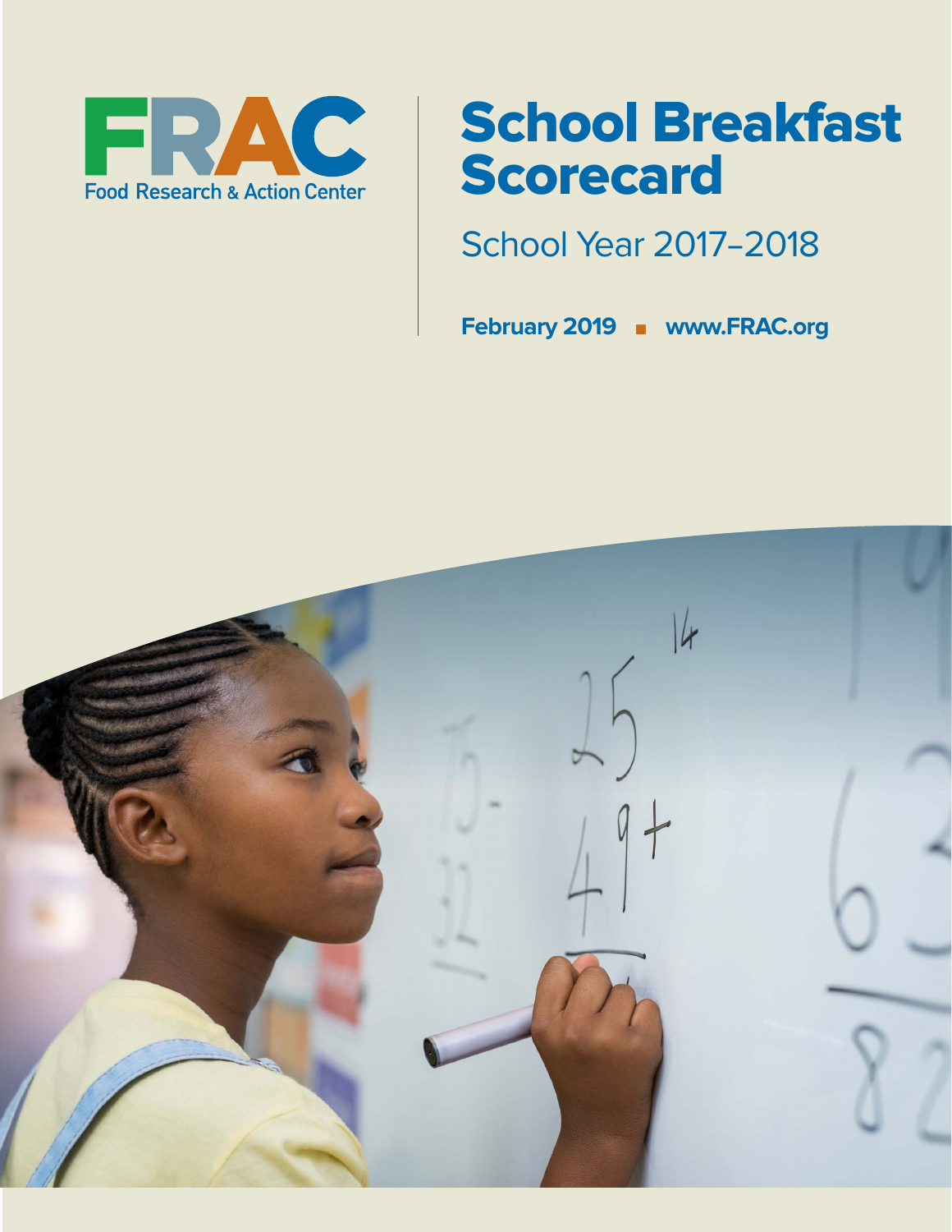FRAC

Food Research & Action Center

# School Breakfast Scorecard

School Year 2017–2018

**February 2019** ■ **www.FRAC.org**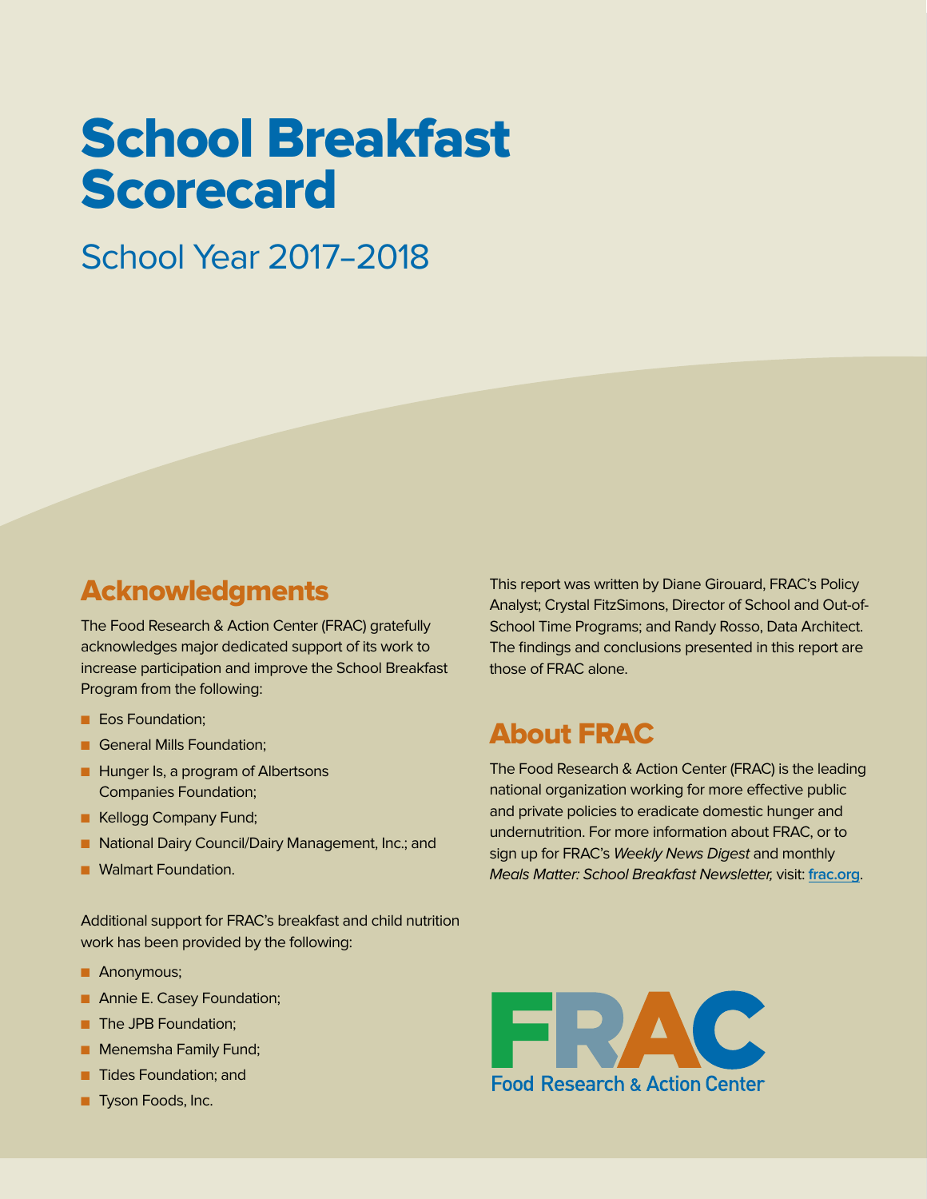# School Breakfast Scorecard

## School Year 2017–2018

## Acknowledgments

The Food Research & Action Center (FRAC) gratefully acknowledges major dedicated support of its work to increase participation and improve the School Breakfast Program from the following:

- Eos Foundation;
- General Mills Foundation;
- Hunger Is, a program of Albertsons Companies Foundation;
- Kellogg Company Fund;
- National Dairy Council/Dairy Management, Inc.; and
- Walmart Foundation.

Additional support for FRAC's breakfast and child nutrition work has been provided by the following:

- Anonymous;
- Annie E. Casey Foundation;
- The JPB Foundation;
- Menemsha Family Fund;
- Tides Foundation; and
- Tyson Foods, Inc.

This report was written by Diane Girouard, FRAC's Policy Analyst; Crystal FitzSimons, Director of School and Out-of-School Time Programs; and Randy Rosso, Data Architect. The findings and conclusions presented in this report are those of FRAC alone.

## About FRAC

The Food Research & Action Center (FRAC) is the leading national organization working for more effective public and private policies to eradicate domestic hunger and undernutrition. For more information about FRAC, or to sign up for FRAC's *Weekly News Digest* and monthly *Meals Matter: School Breakfast Newsletter,* visit: **frac.org**.

FRAC
Food Research & Action Center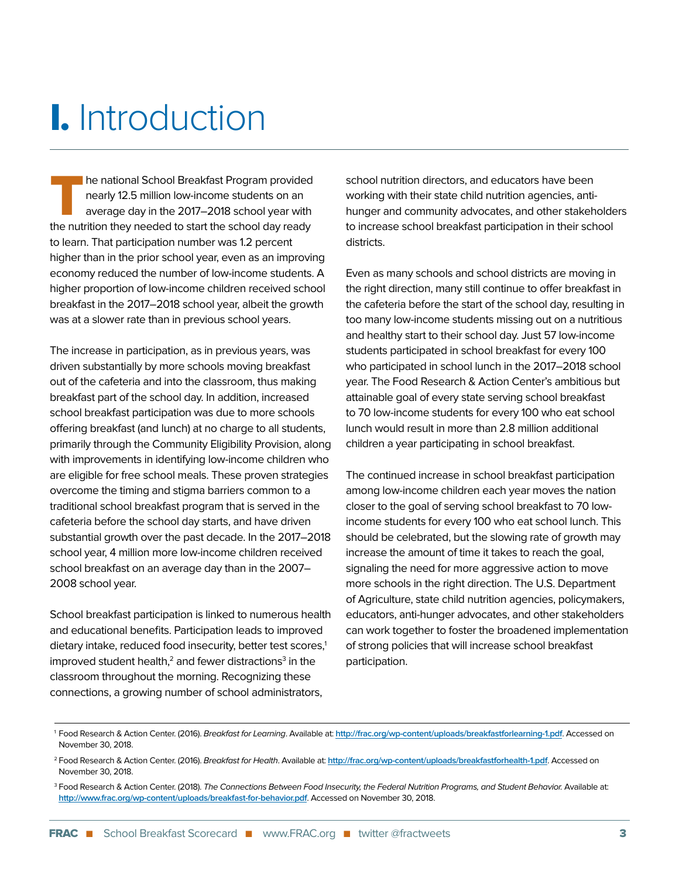# I. Introduction

The national School Breakfast Program provided nearly 12.5 million low-income students on an average day in the 2017–2018 school year with the nutrition they needed to start the school day ready to learn. That participation number was 1.2 percent higher than in the prior school year, even as an improving economy reduced the number of low-income students. A higher proportion of low-income children received school breakfast in the 2017–2018 school year, albeit the growth was at a slower rate than in previous school years.

The increase in participation, as in previous years, was driven substantially by more schools moving breakfast out of the cafeteria and into the classroom, thus making breakfast part of the school day. In addition, increased school breakfast participation was due to more schools offering breakfast (and lunch) at no charge to all students, primarily through the Community Eligibility Provision, along with improvements in identifying low-income children who are eligible for free school meals. These proven strategies overcome the timing and stigma barriers common to a traditional school breakfast program that is served in the cafeteria before the school day starts, and have driven substantial growth over the past decade. In the 2017–2018 school year, 4 million more low-income children received school breakfast on an average day than in the 2007–2008 school year.

School breakfast participation is linked to numerous health and educational benefits. Participation leads to improved dietary intake, reduced food insecurity, better test scores,[1] improved student health,[2] and fewer distractions[3] in the classroom throughout the morning. Recognizing these connections, a growing number of school administrators, school nutrition directors, and educators have been working with their state child nutrition agencies, anti-hunger and community advocates, and other stakeholders to increase school breakfast participation in their school districts.

Even as many schools and school districts are moving in the right direction, many still continue to offer breakfast in the cafeteria before the start of the school day, resulting in too many low-income students missing out on a nutritious and healthy start to their school day. Just 57 low-income students participated in school breakfast for every 100 who participated in school lunch in the 2017–2018 school year. The Food Research & Action Center's ambitious but attainable goal of every state serving school breakfast to 70 low-income students for every 100 who eat school lunch would result in more than 2.8 million additional children a year participating in school breakfast.

The continued increase in school breakfast participation among low-income children each year moves the nation closer to the goal of serving school breakfast to 70 low-income students for every 100 who eat school lunch. This should be celebrated, but the slowing rate of growth may increase the amount of time it takes to reach the goal, signaling the need for more aggressive action to move more schools in the right direction. The U.S. Department of Agriculture, state child nutrition agencies, policymakers, educators, anti-hunger advocates, and other stakeholders can work together to foster the broadened implementation of strong policies that will increase school breakfast participation.

---

[1] Food Research & Action Center. (2016). *Breakfast for Learning*. Available at: http://frac.org/wp-content/uploads/breakfastforlearning-1.pdf. Accessed on November 30, 2018.

[2] Food Research & Action Center. (2016). *Breakfast for Health*. Available at: http://frac.org/wp-content/uploads/breakfastforhealth-1.pdf. Accessed on November 30, 2018.

[3] Food Research & Action Center. (2018). *The Connections Between Food Insecurity, the Federal Nutrition Programs, and Student Behavior.* Available at: http://www.frac.org/wp-content/uploads/breakfast-for-behavior.pdf. Accessed on November 30, 2018.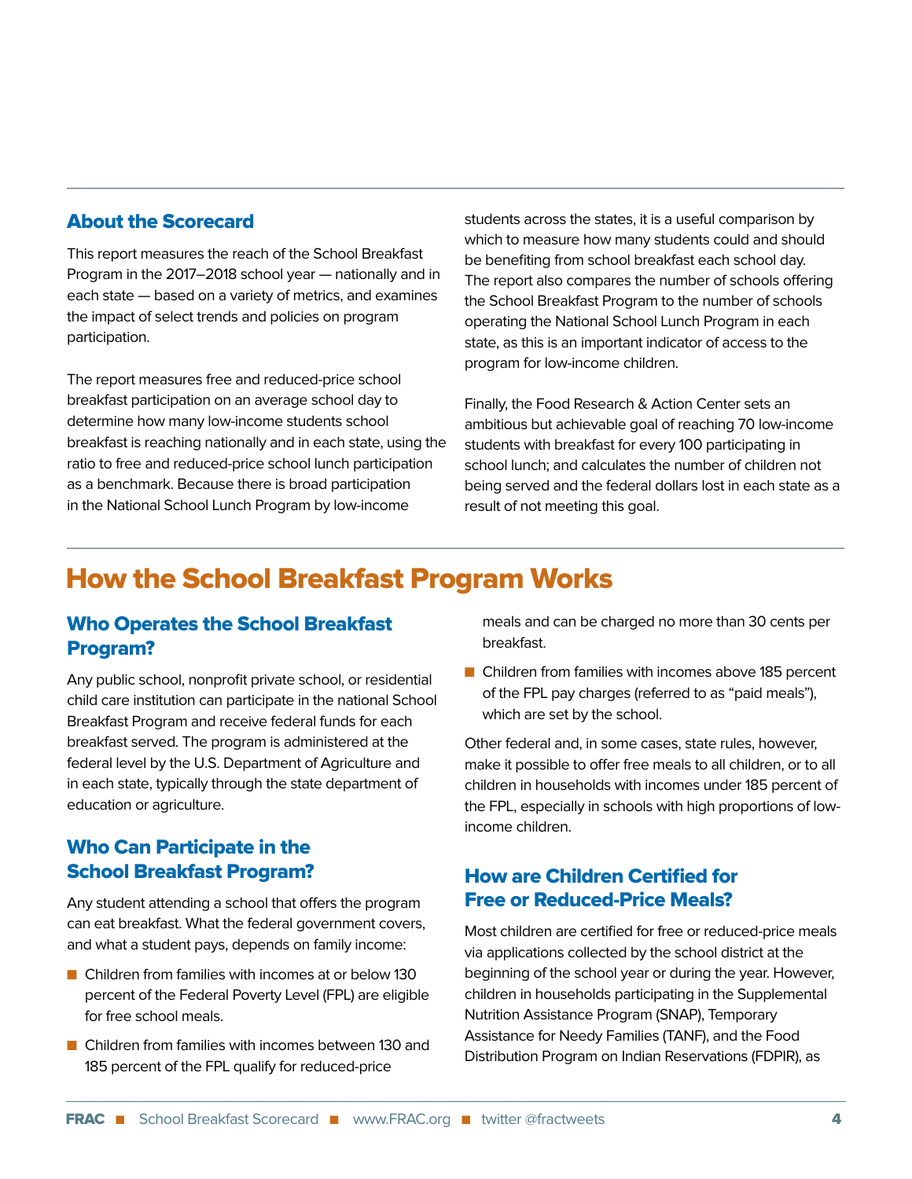## About the Scorecard

This report measures the reach of the School Breakfast Program in the 2017–2018 school year — nationally and in each state — based on a variety of metrics, and examines the impact of select trends and policies on program participation.

The report measures free and reduced-price school breakfast participation on an average school day to determine how many low-income students school breakfast is reaching nationally and in each state, using the ratio to free and reduced-price school lunch participation as a benchmark. Because there is broad participation in the National School Lunch Program by low-income students across the states, it is a useful comparison by which to measure how many students could and should be benefiting from school breakfast each school day. The report also compares the number of schools offering the School Breakfast Program to the number of schools operating the National School Lunch Program in each state, as this is an important indicator of access to the program for low-income children.

Finally, the Food Research & Action Center sets an ambitious but achievable goal of reaching 70 low-income students with breakfast for every 100 participating in school lunch; and calculates the number of children not being served and the federal dollars lost in each state as a result of not meeting this goal.

# How the School Breakfast Program Works

## Who Operates the School Breakfast Program?

Any public school, nonprofit private school, or residential child care institution can participate in the national School Breakfast Program and receive federal funds for each breakfast served. The program is administered at the federal level by the U.S. Department of Agriculture and in each state, typically through the state department of education or agriculture.

## Who Can Participate in the School Breakfast Program?

Any student attending a school that offers the program can eat breakfast. What the federal government covers, and what a student pays, depends on family income:

- Children from families with incomes at or below 130 percent of the Federal Poverty Level (FPL) are eligible for free school meals.
- Children from families with incomes between 130 and 185 percent of the FPL qualify for reduced-price meals and can be charged no more than 30 cents per breakfast.
- Children from families with incomes above 185 percent of the FPL pay charges (referred to as "paid meals"), which are set by the school.

Other federal and, in some cases, state rules, however, make it possible to offer free meals to all children, or to all children in households with incomes under 185 percent of the FPL, especially in schools with high proportions of low-income children.

## How are Children Certified for Free or Reduced-Price Meals?

Most children are certified for free or reduced-price meals via applications collected by the school district at the beginning of the school year or during the year. However, children in households participating in the Supplemental Nutrition Assistance Program (SNAP), Temporary Assistance for Needy Families (TANF), and the Food Distribution Program on Indian Reservations (FDPIR), as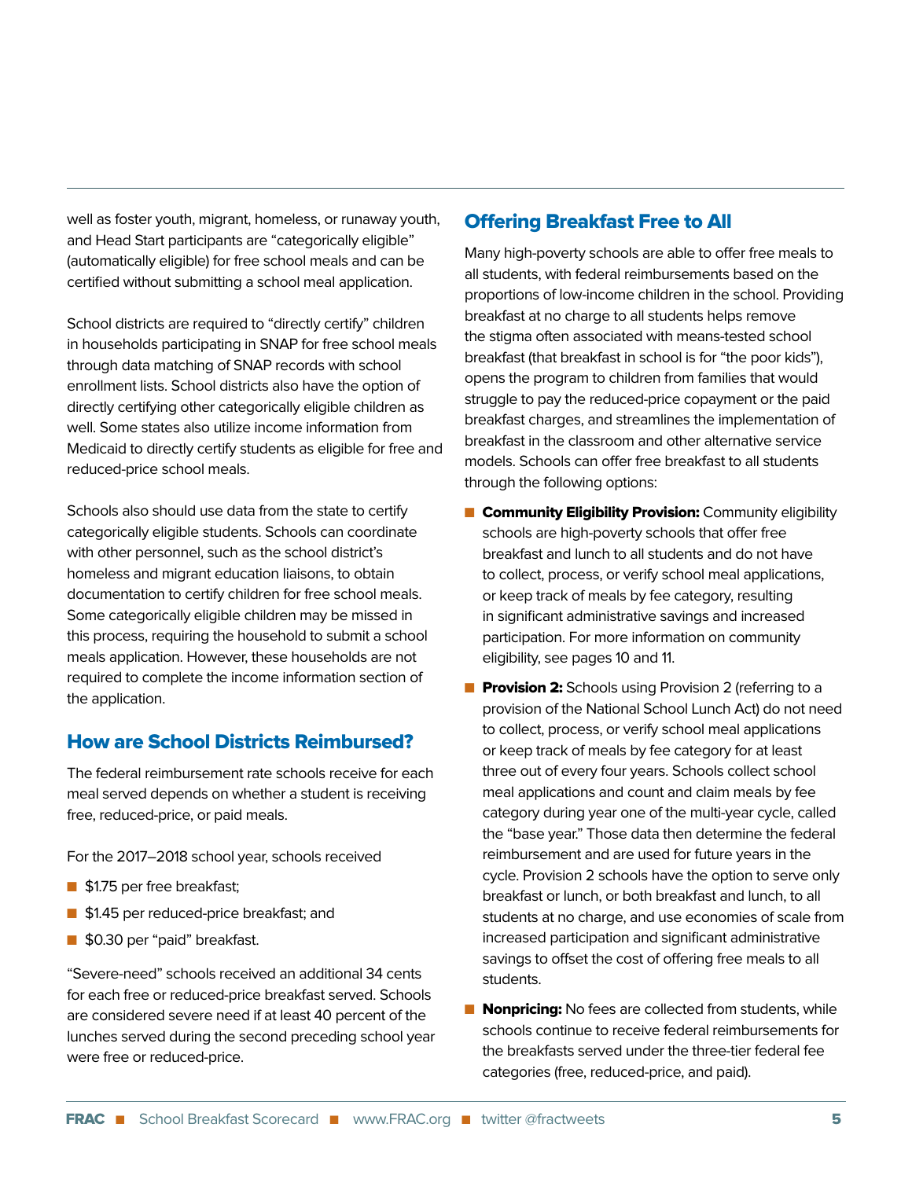well as foster youth, migrant, homeless, or runaway youth, and Head Start participants are "categorically eligible" (automatically eligible) for free school meals and can be certified without submitting a school meal application.

School districts are required to "directly certify" children in households participating in SNAP for free school meals through data matching of SNAP records with school enrollment lists. School districts also have the option of directly certifying other categorically eligible children as well. Some states also utilize income information from Medicaid to directly certify students as eligible for free and reduced-price school meals.

Schools also should use data from the state to certify categorically eligible students. Schools can coordinate with other personnel, such as the school district's homeless and migrant education liaisons, to obtain documentation to certify children for free school meals. Some categorically eligible children may be missed in this process, requiring the household to submit a school meals application. However, these households are not required to complete the income information section of the application.

## How are School Districts Reimbursed?

The federal reimbursement rate schools receive for each meal served depends on whether a student is receiving free, reduced-price, or paid meals.

For the 2017–2018 school year, schools received

- $1.75 per free breakfast;
- $1.45 per reduced-price breakfast; and
- $0.30 per "paid" breakfast.

"Severe-need" schools received an additional 34 cents for each free or reduced-price breakfast served. Schools are considered severe need if at least 40 percent of the lunches served during the second preceding school year were free or reduced-price.

## Offering Breakfast Free to All

Many high-poverty schools are able to offer free meals to all students, with federal reimbursements based on the proportions of low-income children in the school. Providing breakfast at no charge to all students helps remove the stigma often associated with means-tested school breakfast (that breakfast in school is for "the poor kids"), opens the program to children from families that would struggle to pay the reduced-price copayment or the paid breakfast charges, and streamlines the implementation of breakfast in the classroom and other alternative service models. Schools can offer free breakfast to all students through the following options:

- **Community Eligibility Provision:** Community eligibility schools are high-poverty schools that offer free breakfast and lunch to all students and do not have to collect, process, or verify school meal applications, or keep track of meals by fee category, resulting in significant administrative savings and increased participation. For more information on community eligibility, see pages 10 and 11.
- **Provision 2:** Schools using Provision 2 (referring to a provision of the National School Lunch Act) do not need to collect, process, or verify school meal applications or keep track of meals by fee category for at least three out of every four years. Schools collect school meal applications and count and claim meals by fee category during year one of the multi-year cycle, called the "base year." Those data then determine the federal reimbursement and are used for future years in the cycle. Provision 2 schools have the option to serve only breakfast or lunch, or both breakfast and lunch, to all students at no charge, and use economies of scale from increased participation and significant administrative savings to offset the cost of offering free meals to all students.
- **Nonpricing:** No fees are collected from students, while schools continue to receive federal reimbursements for the breakfasts served under the three-tier federal fee categories (free, reduced-price, and paid).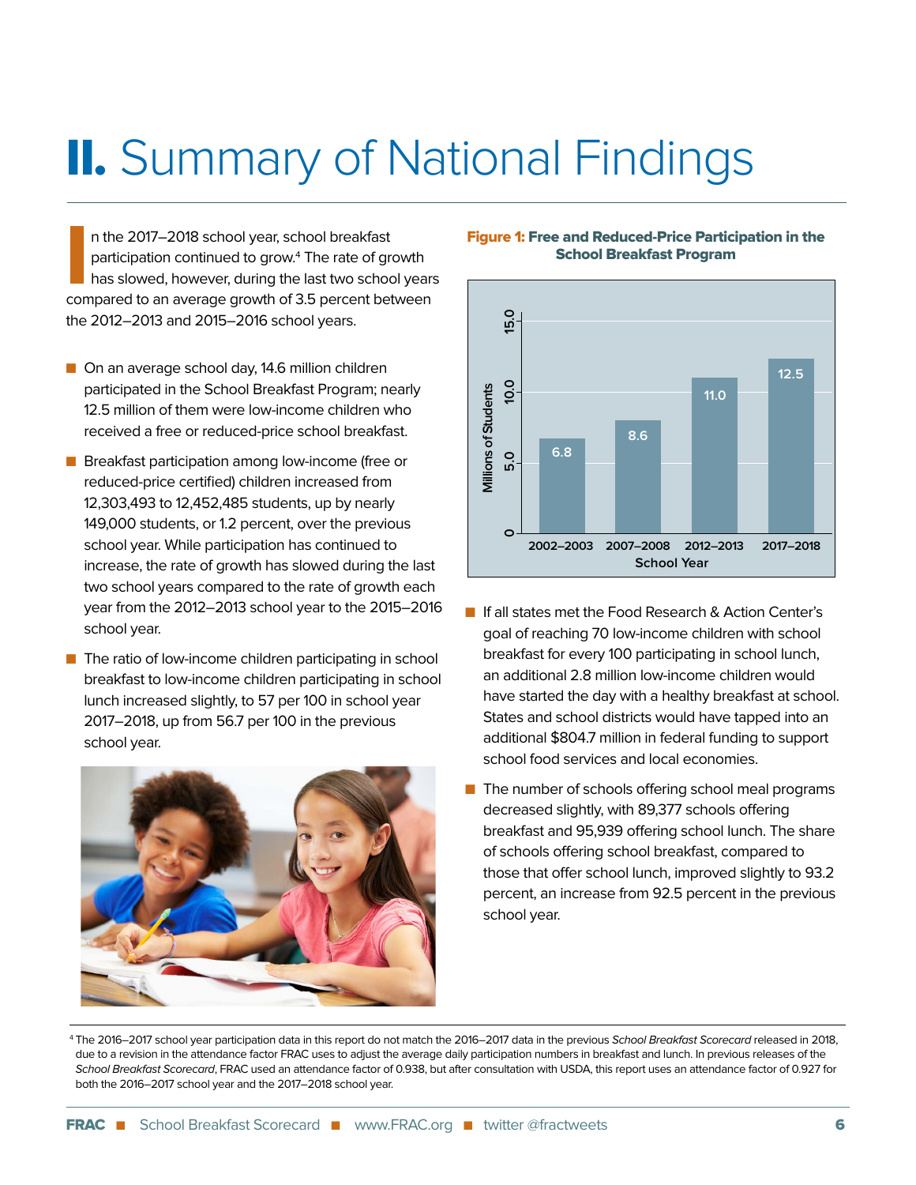# II. Summary of National Findings

In the 2017–2018 school year, school breakfast participation continued to grow.[4] The rate of growth has slowed, however, during the last two school years compared to an average growth of 3.5 percent between the 2012–2013 and 2015–2016 school years.

- On an average school day, 14.6 million children participated in the School Breakfast Program; nearly 12.5 million of them were low-income children who received a free or reduced-price school breakfast.
- Breakfast participation among low-income (free or reduced-price certified) children increased from 12,303,493 to 12,452,485 students, up by nearly 149,000 students, or 1.2 percent, over the previous school year. While participation has continued to increase, the rate of growth has slowed during the last two school years compared to the rate of growth each year from the 2012–2013 school year to the 2015–2016 school year.
- The ratio of low-income children participating in school breakfast to low-income children participating in school lunch increased slightly, to 57 per 100 in school year 2017–2018, up from 56.7 per 100 in the previous school year.

**Figure 1: Free and Reduced-Price Participation in the School Breakfast Program**

| School Year | Millions of Students |
|---|---|
| 2002–2003 | 6.8 |
| 2007–2008 | 8.6 |
| 2012–2013 | 11.0 |
| 2017–2018 | 12.5 |

- If all states met the Food Research & Action Center's goal of reaching 70 low-income children with school breakfast for every 100 participating in school lunch, an additional 2.8 million low-income children would have started the day with a healthy breakfast at school. States and school districts would have tapped into an additional $804.7 million in federal funding to support school food services and local economies.
- The number of schools offering school meal programs decreased slightly, with 89,377 schools offering breakfast and 95,939 offering school lunch. The share of schools offering school breakfast, compared to those that offer school lunch, improved slightly to 93.2 percent, an increase from 92.5 percent in the previous school year.

[4] The 2016–2017 school year participation data in this report do not match the 2016–2017 data in the previous *School Breakfast Scorecard* released in 2018, due to a revision in the attendance factor FRAC uses to adjust the average daily participation numbers in breakfast and lunch. In previous releases of the *School Breakfast Scorecard*, FRAC used an attendance factor of 0.938, but after consultation with USDA, this report uses an attendance factor of 0.927 for both the 2016–2017 school year and the 2017–2018 school year.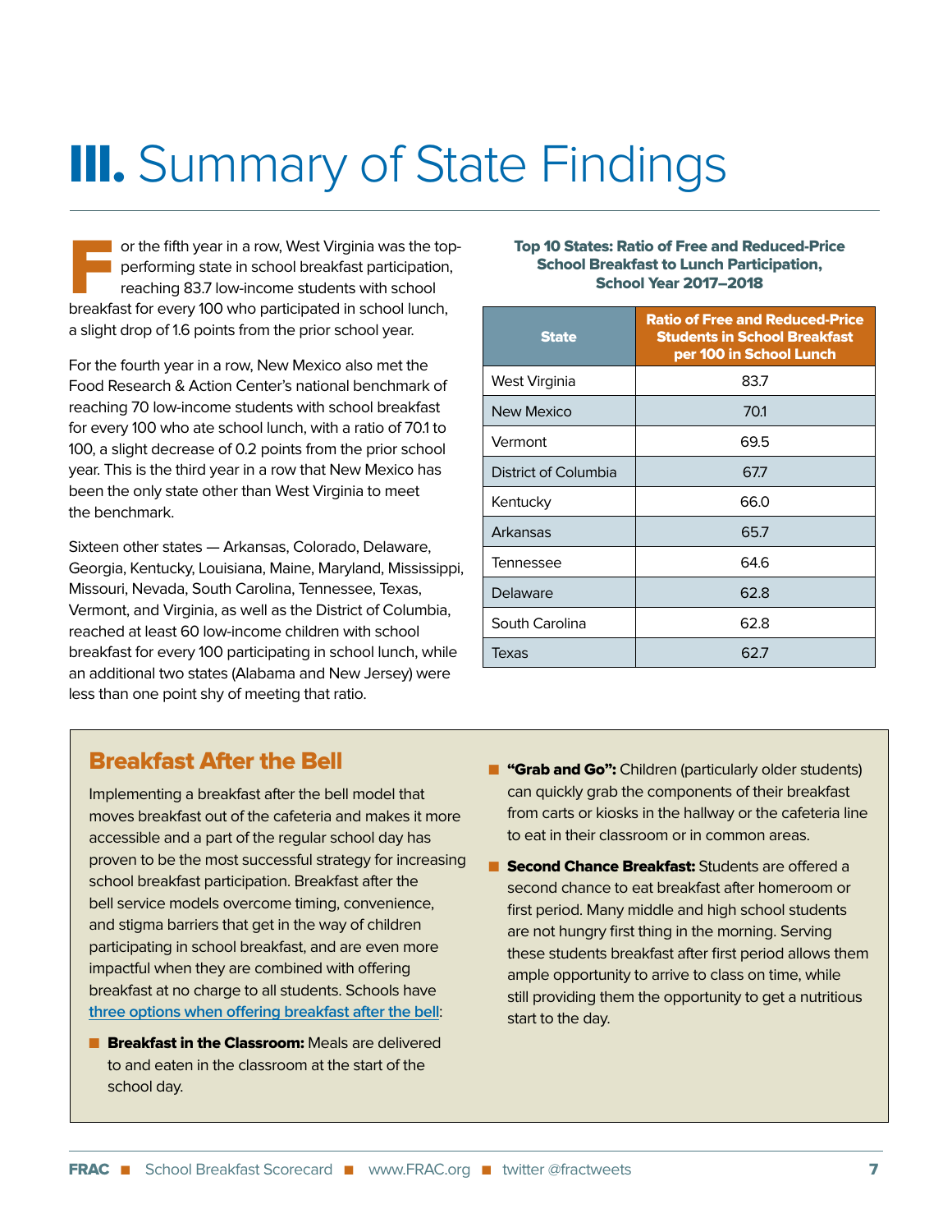# III. Summary of State Findings

For the fifth year in a row, West Virginia was the top-performing state in school breakfast participation, reaching 83.7 low-income students with school breakfast for every 100 who participated in school lunch, a slight drop of 1.6 points from the prior school year.

For the fourth year in a row, New Mexico also met the Food Research & Action Center's national benchmark of reaching 70 low-income students with school breakfast for every 100 who ate school lunch, with a ratio of 70.1 to 100, a slight decrease of 0.2 points from the prior school year. This is the third year in a row that New Mexico has been the only state other than West Virginia to meet the benchmark.

Sixteen other states — Arkansas, Colorado, Delaware, Georgia, Kentucky, Louisiana, Maine, Maryland, Mississippi, Missouri, Nevada, South Carolina, Tennessee, Texas, Vermont, and Virginia, as well as the District of Columbia, reached at least 60 low-income children with school breakfast for every 100 participating in school lunch, while an additional two states (Alabama and New Jersey) were less than one point shy of meeting that ratio.

**Top 10 States: Ratio of Free and Reduced-Price School Breakfast to Lunch Participation, School Year 2017–2018**

| State | Ratio of Free and Reduced-Price Students in School Breakfast per 100 in School Lunch |
|---|---|
| West Virginia | 83.7 |
| New Mexico | 70.1 |
| Vermont | 69.5 |
| District of Columbia | 67.7 |
| Kentucky | 66.0 |
| Arkansas | 65.7 |
| Tennessee | 64.6 |
| Delaware | 62.8 |
| South Carolina | 62.8 |
| Texas | 62.7 |

## Breakfast After the Bell

Implementing a breakfast after the bell model that moves breakfast out of the cafeteria and makes it more accessible and a part of the regular school day has proven to be the most successful strategy for increasing school breakfast participation. Breakfast after the bell service models overcome timing, convenience, and stigma barriers that get in the way of children participating in school breakfast, and are even more impactful when they are combined with offering breakfast at no charge to all students. Schools have three options when offering breakfast after the bell:

- **Breakfast in the Classroom:** Meals are delivered to and eaten in the classroom at the start of the school day.
- **"Grab and Go":** Children (particularly older students) can quickly grab the components of their breakfast from carts or kiosks in the hallway or the cafeteria line to eat in their classroom or in common areas.
- **Second Chance Breakfast:** Students are offered a second chance to eat breakfast after homeroom or first period. Many middle and high school students are not hungry first thing in the morning. Serving these students breakfast after first period allows them ample opportunity to arrive to class on time, while still providing them the opportunity to get a nutritious start to the day.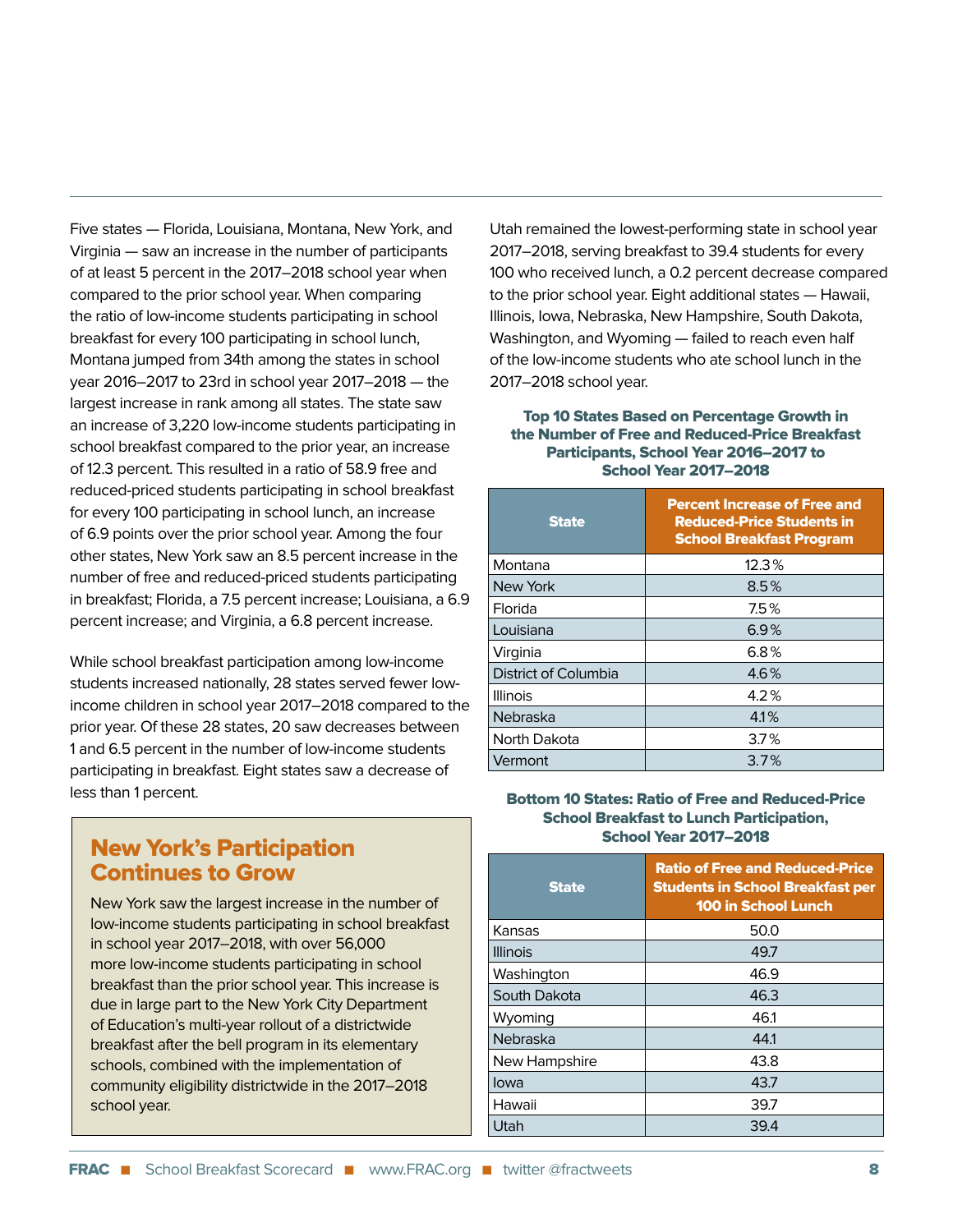Five states — Florida, Louisiana, Montana, New York, and Virginia — saw an increase in the number of participants of at least 5 percent in the 2017–2018 school year when compared to the prior school year. When comparing the ratio of low-income students participating in school breakfast for every 100 participating in school lunch, Montana jumped from 34th among the states in school year 2016–2017 to 23rd in school year 2017–2018 — the largest increase in rank among all states. The state saw an increase of 3,220 low-income students participating in school breakfast compared to the prior year, an increase of 12.3 percent. This resulted in a ratio of 58.9 free and reduced-priced students participating in school breakfast for every 100 participating in school lunch, an increase of 6.9 points over the prior school year. Among the four other states, New York saw an 8.5 percent increase in the number of free and reduced-priced students participating in breakfast; Florida, a 7.5 percent increase; Louisiana, a 6.9 percent increase; and Virginia, a 6.8 percent increase.

While school breakfast participation among low-income students increased nationally, 28 states served fewer low-income children in school year 2017–2018 compared to the prior year. Of these 28 states, 20 saw decreases between 1 and 6.5 percent in the number of low-income students participating in breakfast. Eight states saw a decrease of less than 1 percent.

## New York's Participation Continues to Grow

New York saw the largest increase in the number of low-income students participating in school breakfast in school year 2017–2018, with over 56,000 more low-income students participating in school breakfast than the prior school year. This increase is due in large part to the New York City Department of Education's multi-year rollout of a districtwide breakfast after the bell program in its elementary schools, combined with the implementation of community eligibility districtwide in the 2017–2018 school year.

Utah remained the lowest-performing state in school year 2017–2018, serving breakfast to 39.4 students for every 100 who received lunch, a 0.2 percent decrease compared to the prior school year. Eight additional states — Hawaii, Illinois, Iowa, Nebraska, New Hampshire, South Dakota, Washington, and Wyoming — failed to reach even half of the low-income students who ate school lunch in the 2017–2018 school year.

**Top 10 States Based on Percentage Growth in the Number of Free and Reduced-Price Breakfast Participants, School Year 2016–2017 to School Year 2017–2018**

| State | Percent Increase of Free and Reduced-Price Students in School Breakfast Program |
|---|---|
| Montana | 12.3% |
| New York | 8.5% |
| Florida | 7.5% |
| Louisiana | 6.9% |
| Virginia | 6.8% |
| District of Columbia | 4.6% |
| Illinois | 4.2% |
| Nebraska | 4.1% |
| North Dakota | 3.7% |
| Vermont | 3.7% |

**Bottom 10 States: Ratio of Free and Reduced-Price School Breakfast to Lunch Participation, School Year 2017–2018**

| State | Ratio of Free and Reduced-Price Students in School Breakfast per 100 in School Lunch |
|---|---|
| Kansas | 50.0 |
| Illinois | 49.7 |
| Washington | 46.9 |
| South Dakota | 46.3 |
| Wyoming | 46.1 |
| Nebraska | 44.1 |
| New Hampshire | 43.8 |
| Iowa | 43.7 |
| Hawaii | 39.7 |
| Utah | 39.4 |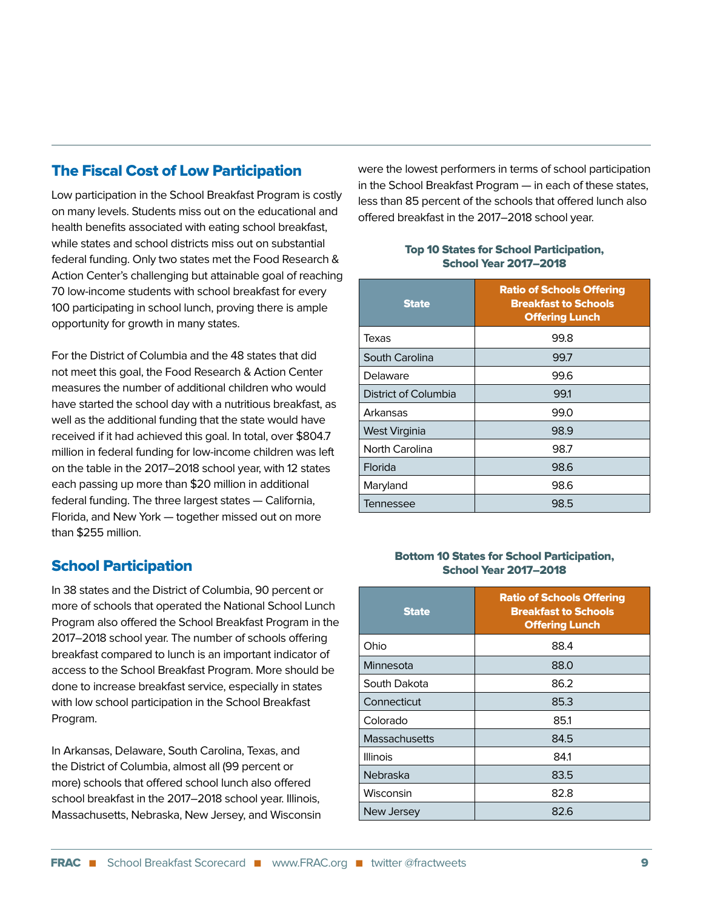## The Fiscal Cost of Low Participation

Low participation in the School Breakfast Program is costly on many levels. Students miss out on the educational and health benefits associated with eating school breakfast, while states and school districts miss out on substantial federal funding. Only two states met the Food Research & Action Center's challenging but attainable goal of reaching 70 low-income students with school breakfast for every 100 participating in school lunch, proving there is ample opportunity for growth in many states.

For the District of Columbia and the 48 states that did not meet this goal, the Food Research & Action Center measures the number of additional children who would have started the school day with a nutritious breakfast, as well as the additional funding that the state would have received if it had achieved this goal. In total, over $804.7 million in federal funding for low-income children was left on the table in the 2017–2018 school year, with 12 states each passing up more than $20 million in additional federal funding. The three largest states — California, Florida, and New York — together missed out on more than $255 million.

## School Participation

In 38 states and the District of Columbia, 90 percent or more of schools that operated the National School Lunch Program also offered the School Breakfast Program in the 2017–2018 school year. The number of schools offering breakfast compared to lunch is an important indicator of access to the School Breakfast Program. More should be done to increase breakfast service, especially in states with low school participation in the School Breakfast Program.

In Arkansas, Delaware, South Carolina, Texas, and the District of Columbia, almost all (99 percent or more) schools that offered school lunch also offered school breakfast in the 2017–2018 school year. Illinois, Massachusetts, Nebraska, New Jersey, and Wisconsin were the lowest performers in terms of school participation in the School Breakfast Program — in each of these states, less than 85 percent of the schools that offered lunch also offered breakfast in the 2017–2018 school year.

**Top 10 States for School Participation, School Year 2017–2018**

| State | Ratio of Schools Offering Breakfast to Schools Offering Lunch |
|---|---|
| Texas | 99.8 |
| South Carolina | 99.7 |
| Delaware | 99.6 |
| District of Columbia | 99.1 |
| Arkansas | 99.0 |
| West Virginia | 98.9 |
| North Carolina | 98.7 |
| Florida | 98.6 |
| Maryland | 98.6 |
| Tennessee | 98.5 |

**Bottom 10 States for School Participation, School Year 2017–2018**

| State | Ratio of Schools Offering Breakfast to Schools Offering Lunch |
|---|---|
| Ohio | 88.4 |
| Minnesota | 88.0 |
| South Dakota | 86.2 |
| Connecticut | 85.3 |
| Colorado | 85.1 |
| Massachusetts | 84.5 |
| Illinois | 84.1 |
| Nebraska | 83.5 |
| Wisconsin | 82.8 |
| New Jersey | 82.6 |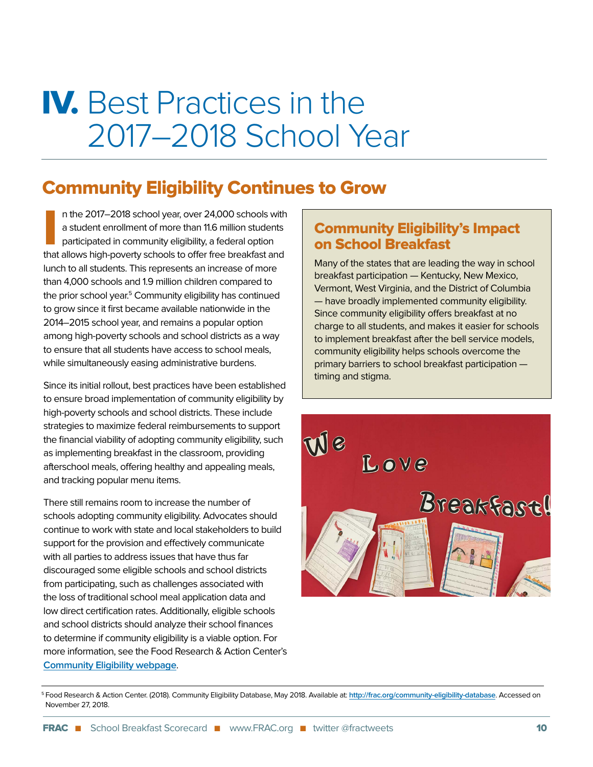# IV. Best Practices in the 2017–2018 School Year

## Community Eligibility Continues to Grow

In the 2017–2018 school year, over 24,000 schools with a student enrollment of more than 11.6 million students participated in community eligibility, a federal option that allows high-poverty schools to offer free breakfast and lunch to all students. This represents an increase of more than 4,000 schools and 1.9 million children compared to the prior school year.[5] Community eligibility has continued to grow since it first became available nationwide in the 2014–2015 school year, and remains a popular option among high-poverty schools and school districts as a way to ensure that all students have access to school meals, while simultaneously easing administrative burdens.

Since its initial rollout, best practices have been established to ensure broad implementation of community eligibility by high-poverty schools and school districts. These include strategies to maximize federal reimbursements to support the financial viability of adopting community eligibility, such as implementing breakfast in the classroom, providing afterschool meals, offering healthy and appealing meals, and tracking popular menu items.

There still remains room to increase the number of schools adopting community eligibility. Advocates should continue to work with state and local stakeholders to build support for the provision and effectively communicate with all parties to address issues that have thus far discouraged some eligible schools and school districts from participating, such as challenges associated with the loss of traditional school meal application data and low direct certification rates. Additionally, eligible schools and school districts should analyze their school finances to determine if community eligibility is a viable option. For more information, see the Food Research & Action Center's [Community Eligibility webpage](#).

### Community Eligibility's Impact on School Breakfast

Many of the states that are leading the way in school breakfast participation — Kentucky, New Mexico, Vermont, West Virginia, and the District of Columbia — have broadly implemented community eligibility. Since community eligibility offers breakfast at no charge to all students, and makes it easier for schools to implement breakfast after the bell service models, community eligibility helps schools overcome the primary barriers to school breakfast participation — timing and stigma.

---

[5] Food Research & Action Center. (2018). Community Eligibility Database, May 2018. Available at: http://frac.org/community-eligibility-database. Accessed on November 27, 2018.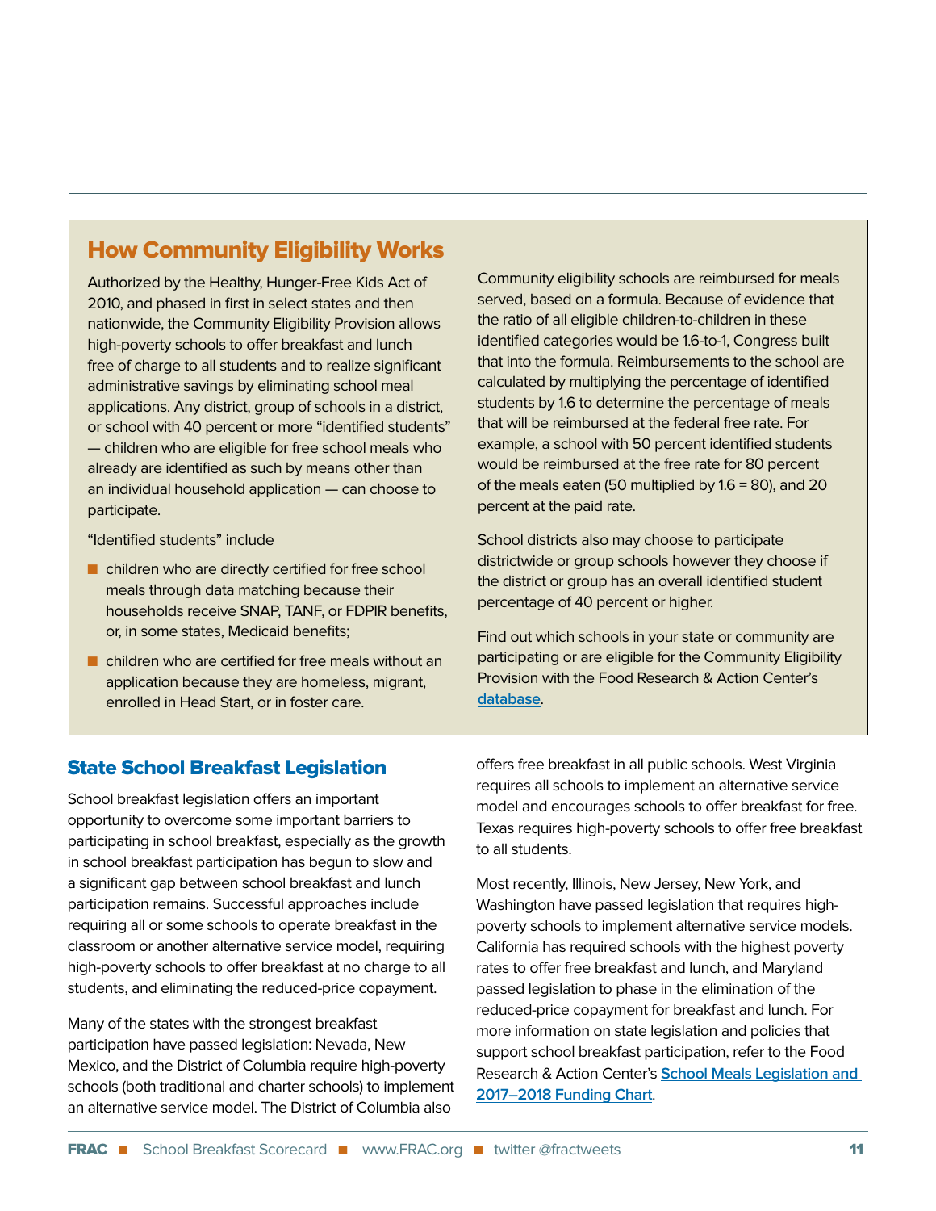## How Community Eligibility Works

Authorized by the Healthy, Hunger-Free Kids Act of 2010, and phased in first in select states and then nationwide, the Community Eligibility Provision allows high-poverty schools to offer breakfast and lunch free of charge to all students and to realize significant administrative savings by eliminating school meal applications. Any district, group of schools in a district, or school with 40 percent or more "identified students" — children who are eligible for free school meals who already are identified as such by means other than an individual household application — can choose to participate.

"Identified students" include

- children who are directly certified for free school meals through data matching because their households receive SNAP, TANF, or FDPIR benefits, or, in some states, Medicaid benefits;
- children who are certified for free meals without an application because they are homeless, migrant, enrolled in Head Start, or in foster care.

Community eligibility schools are reimbursed for meals served, based on a formula. Because of evidence that the ratio of all eligible children-to-children in these identified categories would be 1.6-to-1, Congress built that into the formula. Reimbursements to the school are calculated by multiplying the percentage of identified students by 1.6 to determine the percentage of meals that will be reimbursed at the federal free rate. For example, a school with 50 percent identified students would be reimbursed at the free rate for 80 percent of the meals eaten (50 multiplied by 1.6 = 80), and 20 percent at the paid rate.

School districts also may choose to participate districtwide or group schools however they choose if the district or group has an overall identified student percentage of 40 percent or higher.

Find out which schools in your state or community are participating or are eligible for the Community Eligibility Provision with the Food Research & Action Center's [database](database).

## State School Breakfast Legislation

School breakfast legislation offers an important opportunity to overcome some important barriers to participating in school breakfast, especially as the growth in school breakfast participation has begun to slow and a significant gap between school breakfast and lunch participation remains. Successful approaches include requiring all or some schools to operate breakfast in the classroom or another alternative service model, requiring high-poverty schools to offer breakfast at no charge to all students, and eliminating the reduced-price copayment.

Many of the states with the strongest breakfast participation have passed legislation: Nevada, New Mexico, and the District of Columbia require high-poverty schools (both traditional and charter schools) to implement an alternative service model. The District of Columbia also offers free breakfast in all public schools. West Virginia requires all schools to implement an alternative service model and encourages schools to offer breakfast for free. Texas requires high-poverty schools to offer free breakfast to all students.

Most recently, Illinois, New Jersey, New York, and Washington have passed legislation that requires high-poverty schools to implement alternative service models. California has required schools with the highest poverty rates to offer free breakfast and lunch, and Maryland passed legislation to phase in the elimination of the reduced-price copayment for breakfast and lunch. For more information on state legislation and policies that support school breakfast participation, refer to the Food Research & Action Center's **School Meals Legislation and 2017–2018 Funding Chart**.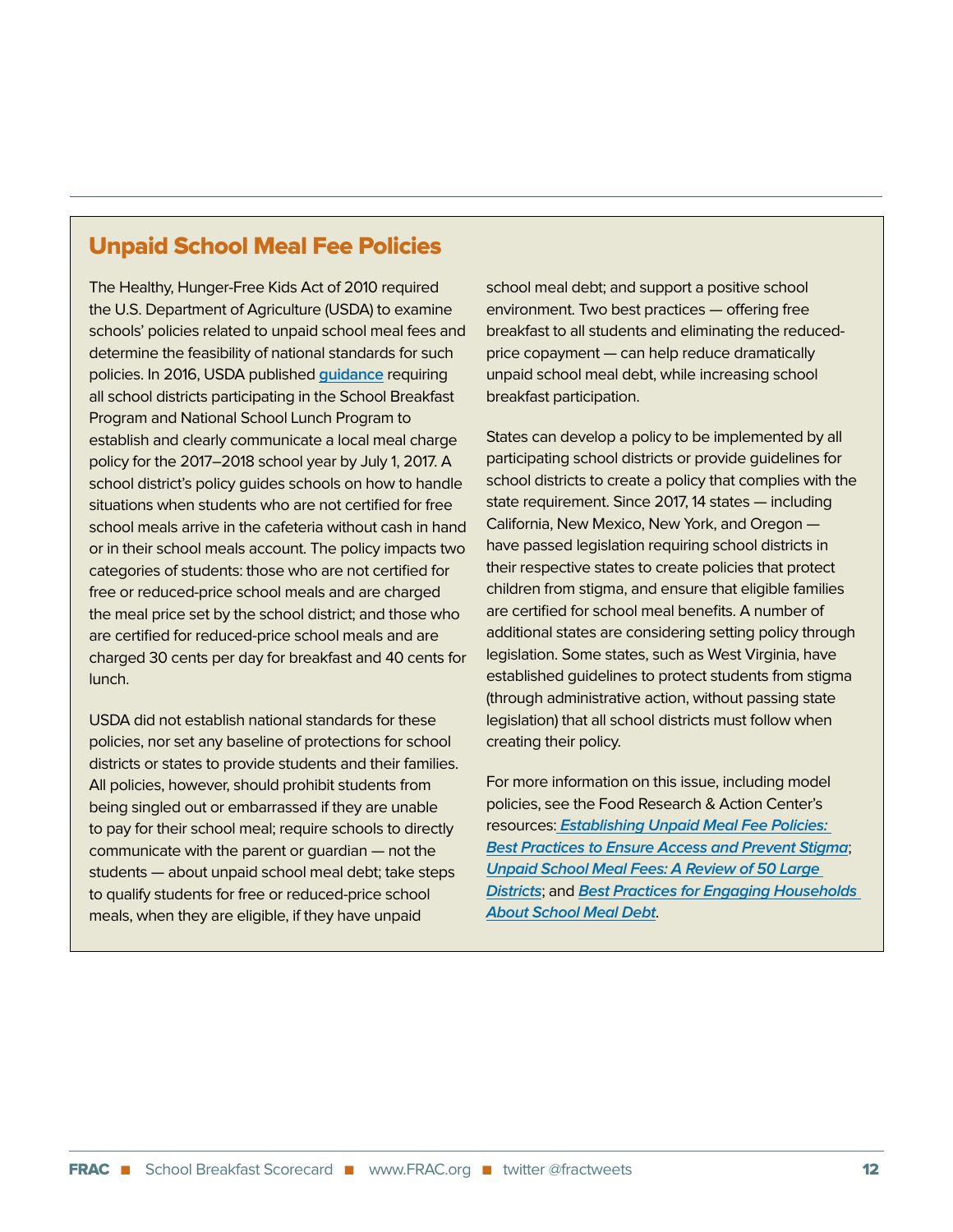## Unpaid School Meal Fee Policies

The Healthy, Hunger-Free Kids Act of 2010 required the U.S. Department of Agriculture (USDA) to examine schools' policies related to unpaid school meal fees and determine the feasibility of national standards for such policies. In 2016, USDA published **guidance** requiring all school districts participating in the School Breakfast Program and National School Lunch Program to establish and clearly communicate a local meal charge policy for the 2017–2018 school year by July 1, 2017. A school district's policy guides schools on how to handle situations when students who are not certified for free school meals arrive in the cafeteria without cash in hand or in their school meals account. The policy impacts two categories of students: those who are not certified for free or reduced-price school meals and are charged the meal price set by the school district; and those who are certified for reduced-price school meals and are charged 30 cents per day for breakfast and 40 cents for lunch.

USDA did not establish national standards for these policies, nor set any baseline of protections for school districts or states to provide students and their families. All policies, however, should prohibit students from being singled out or embarrassed if they are unable to pay for their school meal; require schools to directly communicate with the parent or guardian — not the students — about unpaid school meal debt; take steps to qualify students for free or reduced-price school meals, when they are eligible, if they have unpaid school meal debt; and support a positive school environment. Two best practices — offering free breakfast to all students and eliminating the reduced-price copayment — can help reduce dramatically unpaid school meal debt, while increasing school breakfast participation.

States can develop a policy to be implemented by all participating school districts or provide guidelines for school districts to create a policy that complies with the state requirement. Since 2017, 14 states — including California, New Mexico, New York, and Oregon — have passed legislation requiring school districts in their respective states to create policies that protect children from stigma, and ensure that eligible families are certified for school meal benefits. A number of additional states are considering setting policy through legislation. Some states, such as West Virginia, have established guidelines to protect students from stigma (through administrative action, without passing state legislation) that all school districts must follow when creating their policy.

For more information on this issue, including model policies, see the Food Research & Action Center's resources: ***Establishing Unpaid Meal Fee Policies: Best Practices to Ensure Access and Prevent Stigma***; ***Unpaid School Meal Fees: A Review of 50 Large Districts***; and ***Best Practices for Engaging Households About School Meal Debt***.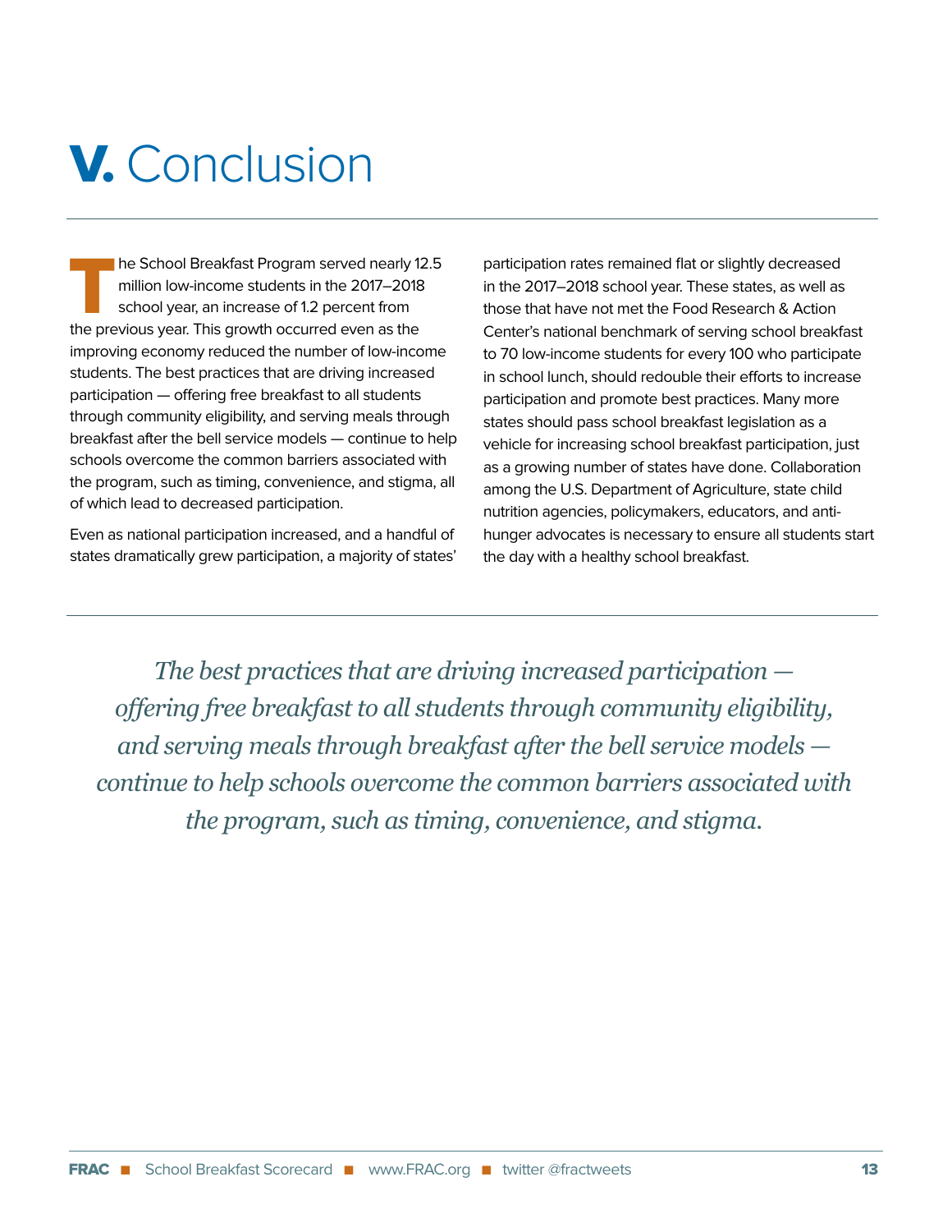# V. Conclusion

The School Breakfast Program served nearly 12.5 million low-income students in the 2017–2018 school year, an increase of 1.2 percent from the previous year. This growth occurred even as the improving economy reduced the number of low-income students. The best practices that are driving increased participation — offering free breakfast to all students through community eligibility, and serving meals through breakfast after the bell service models — continue to help schools overcome the common barriers associated with the program, such as timing, convenience, and stigma, all of which lead to decreased participation.

Even as national participation increased, and a handful of states dramatically grew participation, a majority of states' participation rates remained flat or slightly decreased in the 2017–2018 school year. These states, as well as those that have not met the Food Research & Action Center's national benchmark of serving school breakfast to 70 low-income students for every 100 who participate in school lunch, should redouble their efforts to increase participation and promote best practices. Many more states should pass school breakfast legislation as a vehicle for increasing school breakfast participation, just as a growing number of states have done. Collaboration among the U.S. Department of Agriculture, state child nutrition agencies, policymakers, educators, and anti-hunger advocates is necessary to ensure all students start the day with a healthy school breakfast.

*The best practices that are driving increased participation — offering free breakfast to all students through community eligibility, and serving meals through breakfast after the bell service models — continue to help schools overcome the common barriers associated with the program, such as timing, convenience, and stigma.*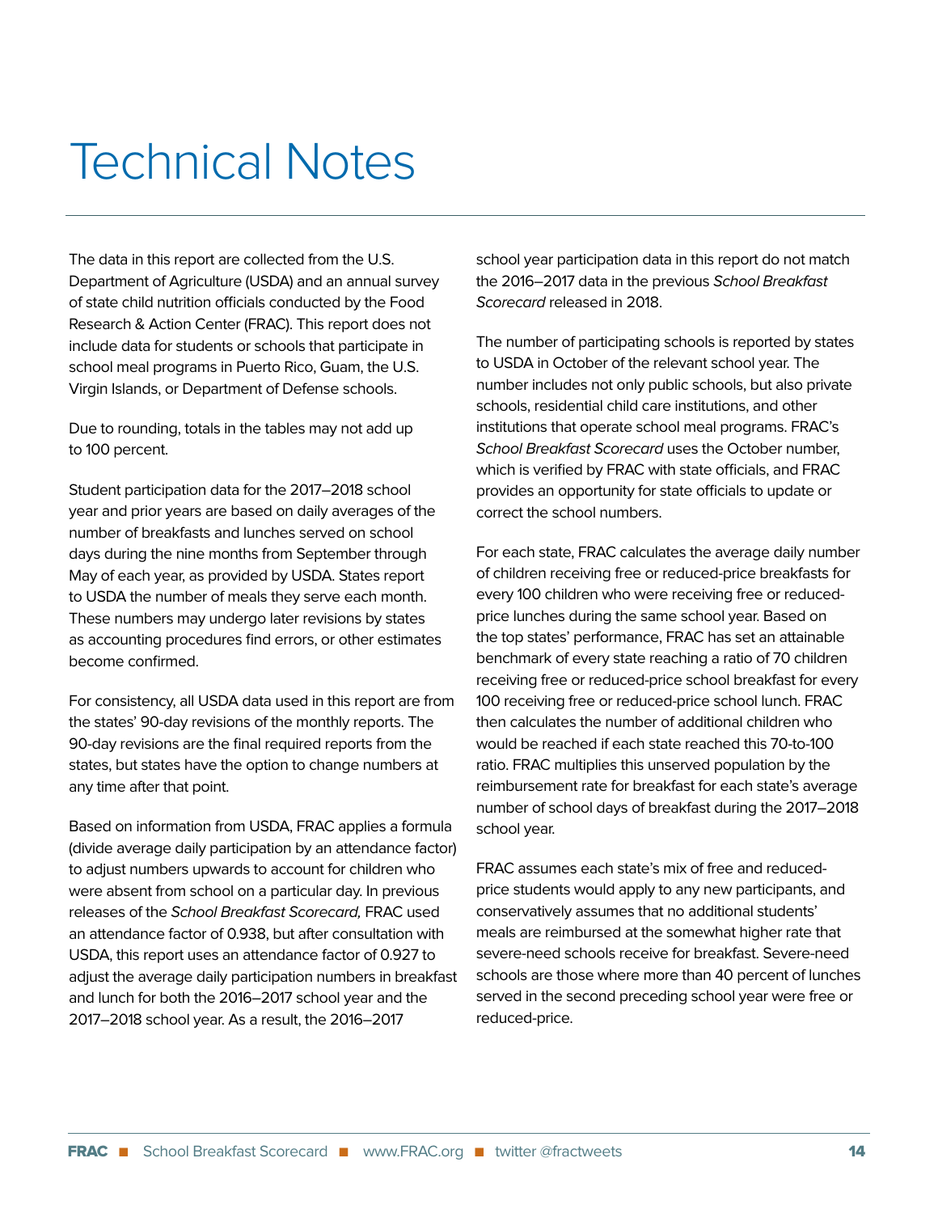# Technical Notes

The data in this report are collected from the U.S. Department of Agriculture (USDA) and an annual survey of state child nutrition officials conducted by the Food Research & Action Center (FRAC). This report does not include data for students or schools that participate in school meal programs in Puerto Rico, Guam, the U.S. Virgin Islands, or Department of Defense schools.

Due to rounding, totals in the tables may not add up to 100 percent.

Student participation data for the 2017–2018 school year and prior years are based on daily averages of the number of breakfasts and lunches served on school days during the nine months from September through May of each year, as provided by USDA. States report to USDA the number of meals they serve each month. These numbers may undergo later revisions by states as accounting procedures find errors, or other estimates become confirmed.

For consistency, all USDA data used in this report are from the states' 90-day revisions of the monthly reports. The 90-day revisions are the final required reports from the states, but states have the option to change numbers at any time after that point.

Based on information from USDA, FRAC applies a formula (divide average daily participation by an attendance factor) to adjust numbers upwards to account for children who were absent from school on a particular day. In previous releases of the *School Breakfast Scorecard,* FRAC used an attendance factor of 0.938, but after consultation with USDA, this report uses an attendance factor of 0.927 to adjust the average daily participation numbers in breakfast and lunch for both the 2016–2017 school year and the 2017–2018 school year. As a result, the 2016–2017 school year participation data in this report do not match the 2016–2017 data in the previous *School Breakfast Scorecard* released in 2018.

The number of participating schools is reported by states to USDA in October of the relevant school year. The number includes not only public schools, but also private schools, residential child care institutions, and other institutions that operate school meal programs. FRAC's *School Breakfast Scorecard* uses the October number, which is verified by FRAC with state officials, and FRAC provides an opportunity for state officials to update or correct the school numbers.

For each state, FRAC calculates the average daily number of children receiving free or reduced-price breakfasts for every 100 children who were receiving free or reduced-price lunches during the same school year. Based on the top states' performance, FRAC has set an attainable benchmark of every state reaching a ratio of 70 children receiving free or reduced-price school breakfast for every 100 receiving free or reduced-price school lunch. FRAC then calculates the number of additional children who would be reached if each state reached this 70-to-100 ratio. FRAC multiplies this unserved population by the reimbursement rate for breakfast for each state's average number of school days of breakfast during the 2017–2018 school year.

FRAC assumes each state's mix of free and reduced-price students would apply to any new participants, and conservatively assumes that no additional students' meals are reimbursed at the somewhat higher rate that severe-need schools receive for breakfast. Severe-need schools are those where more than 40 percent of lunches served in the second preceding school year were free or reduced-price.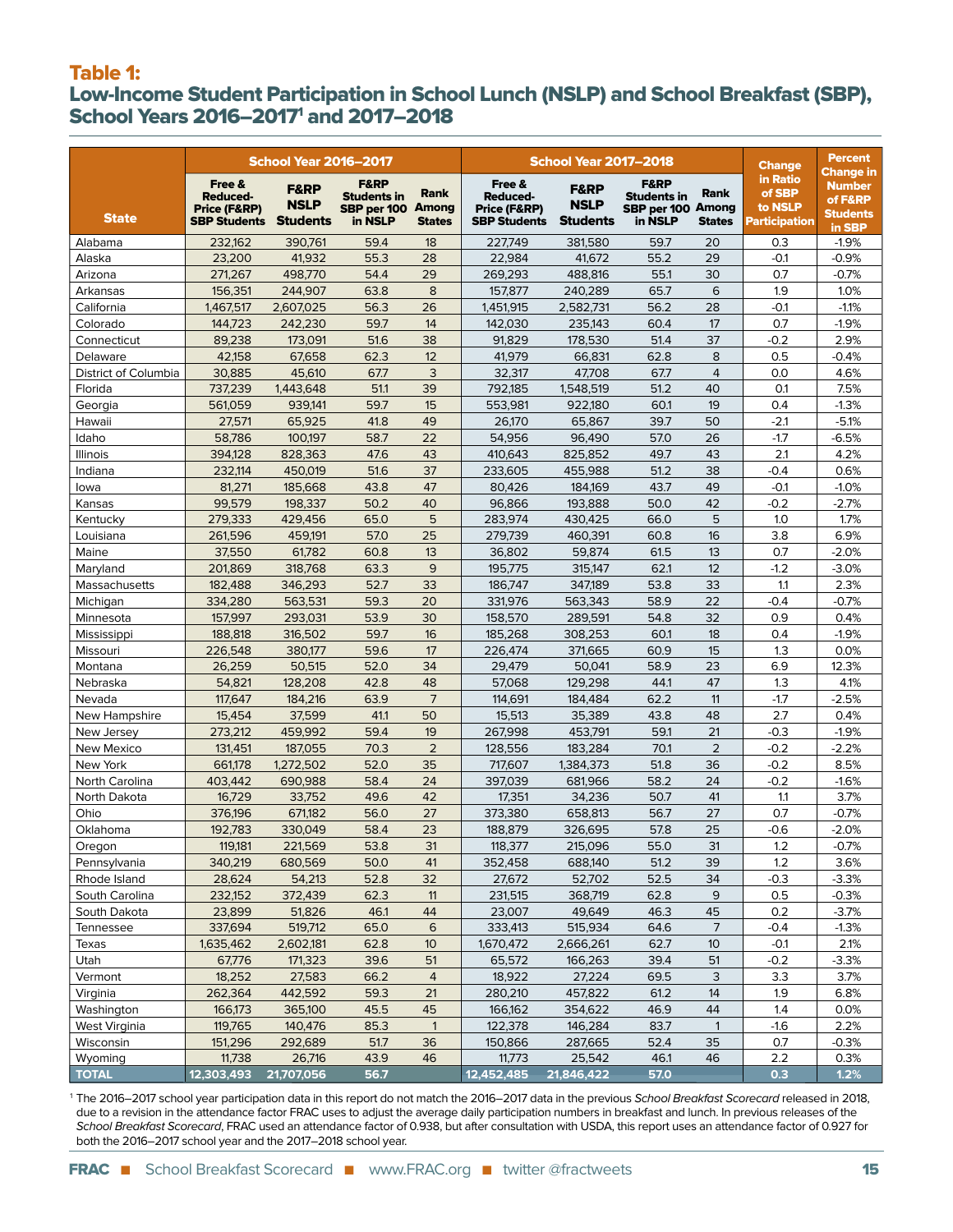## Table 1:
## Low-Income Student Participation in School Lunch (NSLP) and School Breakfast (SBP), School Years 2016–2017[1] and 2017–2018

| State | School Year 2016–2017 | | | | School Year 2017–2018 | | | | Change in Ratio of SBP to NSLP Participation | Percent Change in Number of F&RP Students in SBP |
|---|---|---|---|---|---|---|---|---|---|---|
| | Free & Reduced-Price (F&RP) SBP Students | F&RP NSLP Students | F&RP Students in SBP per 100 in NSLP | Rank Among States | Free & Reduced-Price (F&RP) SBP Students | F&RP NSLP Students | F&RP Students in SBP per 100 in NSLP | Rank Among States | | |
| Alabama | 232,162 | 390,761 | 59.4 | 18 | 227,749 | 381,580 | 59.7 | 20 | 0.3 | -1.9% |
| Alaska | 23,200 | 41,932 | 55.3 | 28 | 22,984 | 41,672 | 55.2 | 29 | -0.1 | -0.9% |
| Arizona | 271,267 | 498,770 | 54.4 | 29 | 269,293 | 488,816 | 55.1 | 30 | 0.7 | -0.7% |
| Arkansas | 156,351 | 244,907 | 63.8 | 8 | 157,877 | 240,289 | 65.7 | 6 | 1.9 | 1.0% |
| California | 1,467,517 | 2,607,025 | 56.3 | 26 | 1,451,915 | 2,582,731 | 56.2 | 28 | -0.1 | -1.1% |
| Colorado | 144,723 | 242,230 | 59.7 | 14 | 142,030 | 235,143 | 60.4 | 17 | 0.7 | -1.9% |
| Connecticut | 89,238 | 173,091 | 51.6 | 38 | 91,829 | 178,530 | 51.4 | 37 | -0.2 | 2.9% |
| Delaware | 42,158 | 67,658 | 62.3 | 12 | 41,979 | 66,831 | 62.8 | 8 | 0.5 | -0.4% |
| District of Columbia | 30,885 | 45,610 | 67.7 | 3 | 32,317 | 47,708 | 67.7 | 4 | 0.0 | 4.6% |
| Florida | 737,239 | 1,443,648 | 51.1 | 39 | 792,185 | 1,548,519 | 51.2 | 40 | 0.1 | 7.5% |
| Georgia | 561,059 | 939,141 | 59.7 | 15 | 553,981 | 922,180 | 60.1 | 19 | 0.4 | -1.3% |
| Hawaii | 27,571 | 65,925 | 41.8 | 49 | 26,170 | 65,867 | 39.7 | 50 | -2.1 | -5.1% |
| Idaho | 58,786 | 100,197 | 58.7 | 22 | 54,956 | 96,490 | 57.0 | 26 | -1.7 | -6.5% |
| Illinois | 394,128 | 828,363 | 47.6 | 43 | 410,643 | 825,852 | 49.7 | 43 | 2.1 | 4.2% |
| Indiana | 232,114 | 450,019 | 51.6 | 37 | 233,605 | 455,988 | 51.2 | 38 | -0.4 | 0.6% |
| Iowa | 81,271 | 185,668 | 43.8 | 47 | 80,426 | 184,169 | 43.7 | 49 | -0.1 | -1.0% |
| Kansas | 99,579 | 198,337 | 50.2 | 40 | 96,866 | 193,888 | 50.0 | 42 | -0.2 | -2.7% |
| Kentucky | 279,333 | 429,456 | 65.0 | 5 | 283,974 | 430,425 | 66.0 | 5 | 1.0 | 1.7% |
| Louisiana | 261,596 | 459,191 | 57.0 | 25 | 279,739 | 460,391 | 60.8 | 16 | 3.8 | 6.9% |
| Maine | 37,550 | 61,782 | 60.8 | 13 | 36,802 | 59,874 | 61.5 | 13 | 0.7 | -2.0% |
| Maryland | 201,869 | 318,768 | 63.3 | 9 | 195,775 | 315,147 | 62.1 | 12 | -1.2 | -3.0% |
| Massachusetts | 182,488 | 346,293 | 52.7 | 33 | 186,747 | 347,189 | 53.8 | 33 | 1.1 | 2.3% |
| Michigan | 334,280 | 563,531 | 59.3 | 20 | 331,976 | 563,343 | 58.9 | 22 | -0.4 | -0.7% |
| Minnesota | 157,997 | 293,031 | 53.9 | 30 | 158,570 | 289,591 | 54.8 | 32 | 0.9 | 0.4% |
| Mississippi | 188,818 | 316,502 | 59.7 | 16 | 185,268 | 308,253 | 60.1 | 18 | 0.4 | -1.9% |
| Missouri | 226,548 | 380,177 | 59.6 | 17 | 226,474 | 371,665 | 60.9 | 15 | 1.3 | 0.0% |
| Montana | 26,259 | 50,515 | 52.0 | 34 | 29,479 | 50,041 | 58.9 | 23 | 6.9 | 12.3% |
| Nebraska | 54,821 | 128,208 | 42.8 | 48 | 57,068 | 129,298 | 44.1 | 47 | 1.3 | 4.1% |
| Nevada | 117,647 | 184,216 | 63.9 | 7 | 114,691 | 184,484 | 62.2 | 11 | -1.7 | -2.5% |
| New Hampshire | 15,454 | 37,599 | 41.1 | 50 | 15,513 | 35,389 | 43.8 | 48 | 2.7 | 0.4% |
| New Jersey | 273,212 | 459,992 | 59.4 | 19 | 267,998 | 453,791 | 59.1 | 21 | -0.3 | -1.9% |
| New Mexico | 131,451 | 187,055 | 70.3 | 2 | 128,556 | 183,284 | 70.1 | 2 | -0.2 | -2.2% |
| New York | 661,178 | 1,272,502 | 52.0 | 35 | 717,607 | 1,384,373 | 51.8 | 36 | -0.2 | 8.5% |
| North Carolina | 403,442 | 690,988 | 58.4 | 24 | 397,039 | 681,966 | 58.2 | 24 | -0.2 | -1.6% |
| North Dakota | 16,729 | 33,752 | 49.6 | 42 | 17,351 | 34,236 | 50.7 | 41 | 1.1 | 3.7% |
| Ohio | 376,196 | 671,182 | 56.0 | 27 | 373,380 | 658,813 | 56.7 | 27 | 0.7 | -0.7% |
| Oklahoma | 192,783 | 330,049 | 58.4 | 23 | 188,879 | 326,695 | 57.8 | 25 | -0.6 | -2.0% |
| Oregon | 119,181 | 221,569 | 53.8 | 31 | 118,377 | 215,096 | 55.0 | 31 | 1.2 | -0.7% |
| Pennsylvania | 340,219 | 680,569 | 50.0 | 41 | 352,458 | 688,140 | 51.2 | 39 | 1.2 | 3.6% |
| Rhode Island | 28,624 | 54,213 | 52.8 | 32 | 27,672 | 52,702 | 52.5 | 34 | -0.3 | -3.3% |
| South Carolina | 232,152 | 372,439 | 62.3 | 11 | 231,515 | 368,719 | 62.8 | 9 | 0.5 | -0.3% |
| South Dakota | 23,899 | 51,826 | 46.1 | 44 | 23,007 | 49,649 | 46.3 | 45 | 0.2 | -3.7% |
| Tennessee | 337,694 | 519,712 | 65.0 | 6 | 333,413 | 515,934 | 64.6 | 7 | -0.4 | -1.3% |
| Texas | 1,635,462 | 2,602,181 | 62.8 | 10 | 1,670,472 | 2,666,261 | 62.7 | 10 | -0.1 | 2.1% |
| Utah | 67,776 | 171,323 | 39.6 | 51 | 65,572 | 166,263 | 39.4 | 51 | -0.2 | -3.3% |
| Vermont | 18,252 | 27,583 | 66.2 | 4 | 18,922 | 27,224 | 69.5 | 3 | 3.3 | 3.7% |
| Virginia | 262,364 | 442,592 | 59.3 | 21 | 280,210 | 457,822 | 61.2 | 14 | 1.9 | 6.8% |
| Washington | 166,173 | 365,100 | 45.5 | 45 | 166,162 | 354,622 | 46.9 | 44 | 1.4 | 0.0% |
| West Virginia | 119,765 | 140,476 | 85.3 | 1 | 122,378 | 146,284 | 83.7 | 1 | -1.6 | 2.2% |
| Wisconsin | 151,296 | 292,689 | 51.7 | 36 | 150,866 | 287,665 | 52.4 | 35 | 0.7 | -0.3% |
| Wyoming | 11,738 | 26,716 | 43.9 | 46 | 11,773 | 25,542 | 46.1 | 46 | 2.2 | 0.3% |
| **TOTAL** | **12,303,493** | **21,707,056** | **56.7** | | **12,452,485** | **21,846,422** | **57.0** | | **0.3** | **1.2%** |

[1] The 2016–2017 school year participation data in this report do not match the 2016–2017 data in the previous *School Breakfast Scorecard* released in 2018, due to a revision in the attendance factor FRAC uses to adjust the average daily participation numbers in breakfast and lunch. In previous releases of the *School Breakfast Scorecard*, FRAC used an attendance factor of 0.938, but after consultation with USDA, this report uses an attendance factor of 0.927 for both the 2016–2017 school year and the 2017–2018 school year.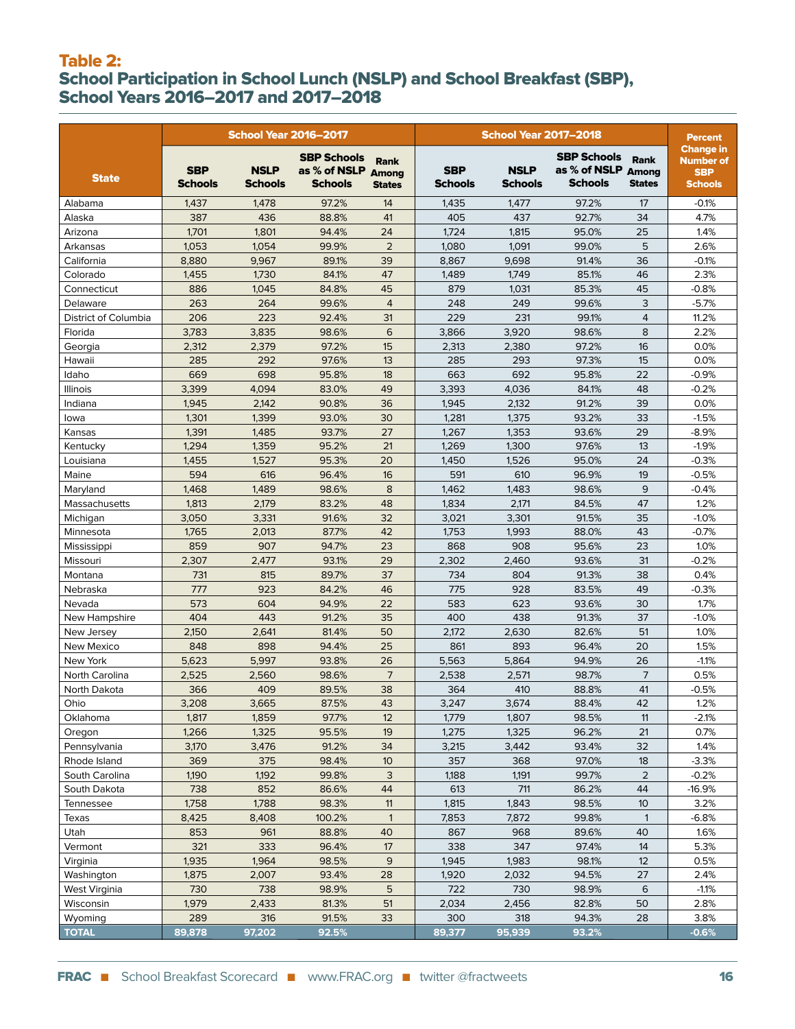## Table 2:
## School Participation in School Lunch (NSLP) and School Breakfast (SBP), School Years 2016–2017 and 2017–2018

| State | School Year 2016–2017 | | | | School Year 2017–2018 | | | | Percent Change in Number of SBP Schools |
|---|---|---|---|---|---|---|---|---|---|
| | SBP Schools | NSLP Schools | SBP Schools as % of NSLP Schools | Rank Among States | SBP Schools | NSLP Schools | SBP Schools as % of NSLP Schools | Rank Among States | |
| Alabama | 1,437 | 1,478 | 97.2% | 14 | 1,435 | 1,477 | 97.2% | 17 | -0.1% |
| Alaska | 387 | 436 | 88.8% | 41 | 405 | 437 | 92.7% | 34 | 4.7% |
| Arizona | 1,701 | 1,801 | 94.4% | 24 | 1,724 | 1,815 | 95.0% | 25 | 1.4% |
| Arkansas | 1,053 | 1,054 | 99.9% | 2 | 1,080 | 1,091 | 99.0% | 5 | 2.6% |
| California | 8,880 | 9,967 | 89.1% | 39 | 8,867 | 9,698 | 91.4% | 36 | -0.1% |
| Colorado | 1,455 | 1,730 | 84.1% | 47 | 1,489 | 1,749 | 85.1% | 46 | 2.3% |
| Connecticut | 886 | 1,045 | 84.8% | 45 | 879 | 1,031 | 85.3% | 45 | -0.8% |
| Delaware | 263 | 264 | 99.6% | 4 | 248 | 249 | 99.6% | 3 | -5.7% |
| District of Columbia | 206 | 223 | 92.4% | 31 | 229 | 231 | 99.1% | 4 | 11.2% |
| Florida | 3,783 | 3,835 | 98.6% | 6 | 3,866 | 3,920 | 98.6% | 8 | 2.2% |
| Georgia | 2,312 | 2,379 | 97.2% | 15 | 2,313 | 2,380 | 97.2% | 16 | 0.0% |
| Hawaii | 285 | 292 | 97.6% | 13 | 285 | 293 | 97.3% | 15 | 0.0% |
| Idaho | 669 | 698 | 95.8% | 18 | 663 | 692 | 95.8% | 22 | -0.9% |
| Illinois | 3,399 | 4,094 | 83.0% | 49 | 3,393 | 4,036 | 84.1% | 48 | -0.2% |
| Indiana | 1,945 | 2,142 | 90.8% | 36 | 1,945 | 2,132 | 91.2% | 39 | 0.0% |
| Iowa | 1,301 | 1,399 | 93.0% | 30 | 1,281 | 1,375 | 93.2% | 33 | -1.5% |
| Kansas | 1,391 | 1,485 | 93.7% | 27 | 1,267 | 1,353 | 93.6% | 29 | -8.9% |
| Kentucky | 1,294 | 1,359 | 95.2% | 21 | 1,269 | 1,300 | 97.6% | 13 | -1.9% |
| Louisiana | 1,455 | 1,527 | 95.3% | 20 | 1,450 | 1,526 | 95.0% | 24 | -0.3% |
| Maine | 594 | 616 | 96.4% | 16 | 591 | 610 | 96.9% | 19 | -0.5% |
| Maryland | 1,468 | 1,489 | 98.6% | 8 | 1,462 | 1,483 | 98.6% | 9 | -0.4% |
| Massachusetts | 1,813 | 2,179 | 83.2% | 48 | 1,834 | 2,171 | 84.5% | 47 | 1.2% |
| Michigan | 3,050 | 3,331 | 91.6% | 32 | 3,021 | 3,301 | 91.5% | 35 | -1.0% |
| Minnesota | 1,765 | 2,013 | 87.7% | 42 | 1,753 | 1,993 | 88.0% | 43 | -0.7% |
| Mississippi | 859 | 907 | 94.7% | 23 | 868 | 908 | 95.6% | 23 | 1.0% |
| Missouri | 2,307 | 2,477 | 93.1% | 29 | 2,302 | 2,460 | 93.6% | 31 | -0.2% |
| Montana | 731 | 815 | 89.7% | 37 | 734 | 804 | 91.3% | 38 | 0.4% |
| Nebraska | 777 | 923 | 84.2% | 46 | 775 | 928 | 83.5% | 49 | -0.3% |
| Nevada | 573 | 604 | 94.9% | 22 | 583 | 623 | 93.6% | 30 | 1.7% |
| New Hampshire | 404 | 443 | 91.2% | 35 | 400 | 438 | 91.3% | 37 | -1.0% |
| New Jersey | 2,150 | 2,641 | 81.4% | 50 | 2,172 | 2,630 | 82.6% | 51 | 1.0% |
| New Mexico | 848 | 898 | 94.4% | 25 | 861 | 893 | 96.4% | 20 | 1.5% |
| New York | 5,623 | 5,997 | 93.8% | 26 | 5,563 | 5,864 | 94.9% | 26 | -1.1% |
| North Carolina | 2,525 | 2,560 | 98.6% | 7 | 2,538 | 2,571 | 98.7% | 7 | 0.5% |
| North Dakota | 366 | 409 | 89.5% | 38 | 364 | 410 | 88.8% | 41 | -0.5% |
| Ohio | 3,208 | 3,665 | 87.5% | 43 | 3,247 | 3,674 | 88.4% | 42 | 1.2% |
| Oklahoma | 1,817 | 1,859 | 97.7% | 12 | 1,779 | 1,807 | 98.5% | 11 | -2.1% |
| Oregon | 1,266 | 1,325 | 95.5% | 19 | 1,275 | 1,325 | 96.2% | 21 | 0.7% |
| Pennsylvania | 3,170 | 3,476 | 91.2% | 34 | 3,215 | 3,442 | 93.4% | 32 | 1.4% |
| Rhode Island | 369 | 375 | 98.4% | 10 | 357 | 368 | 97.0% | 18 | -3.3% |
| South Carolina | 1,190 | 1,192 | 99.8% | 3 | 1,188 | 1,191 | 99.7% | 2 | -0.2% |
| South Dakota | 738 | 852 | 86.6% | 44 | 613 | 711 | 86.2% | 44 | -16.9% |
| Tennessee | 1,758 | 1,788 | 98.3% | 11 | 1,815 | 1,843 | 98.5% | 10 | 3.2% |
| Texas | 8,425 | 8,408 | 100.2% | 1 | 7,853 | 7,872 | 99.8% | 1 | -6.8% |
| Utah | 853 | 961 | 88.8% | 40 | 867 | 968 | 89.6% | 40 | 1.6% |
| Vermont | 321 | 333 | 96.4% | 17 | 338 | 347 | 97.4% | 14 | 5.3% |
| Virginia | 1,935 | 1,964 | 98.5% | 9 | 1,945 | 1,983 | 98.1% | 12 | 0.5% |
| Washington | 1,875 | 2,007 | 93.4% | 28 | 1,920 | 2,032 | 94.5% | 27 | 2.4% |
| West Virginia | 730 | 738 | 98.9% | 5 | 722 | 730 | 98.9% | 6 | -1.1% |
| Wisconsin | 1,979 | 2,433 | 81.3% | 51 | 2,034 | 2,456 | 82.8% | 50 | 2.8% |
| Wyoming | 289 | 316 | 91.5% | 33 | 300 | 318 | 94.3% | 28 | 3.8% |
| **TOTAL** | **89,878** | **97,202** | **92.5%** | | **89,377** | **95,939** | **93.2%** | | **-0.6%** |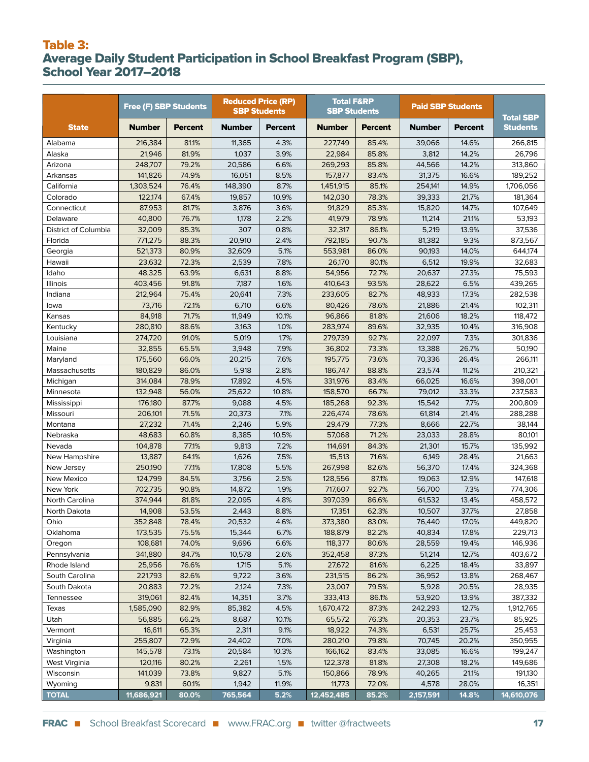## Table 3:
## Average Daily Student Participation in School Breakfast Program (SBP), School Year 2017–2018

| State | Free (F) SBP Students | | Reduced Price (RP) SBP Students | | Total F&RP SBP Students | | Paid SBP Students | | Total SBP Students |
|---|---|---|---|---|---|---|---|---|---|
| | Number | Percent | Number | Percent | Number | Percent | Number | Percent | |
| Alabama | 216,384 | 81.1% | 11,365 | 4.3% | 227,749 | 85.4% | 39,066 | 14.6% | 266,815 |
| Alaska | 21,946 | 81.9% | 1,037 | 3.9% | 22,984 | 85.8% | 3,812 | 14.2% | 26,796 |
| Arizona | 248,707 | 79.2% | 20,586 | 6.6% | 269,293 | 85.8% | 44,566 | 14.2% | 313,860 |
| Arkansas | 141,826 | 74.9% | 16,051 | 8.5% | 157,877 | 83.4% | 31,375 | 16.6% | 189,252 |
| California | 1,303,524 | 76.4% | 148,390 | 8.7% | 1,451,915 | 85.1% | 254,141 | 14.9% | 1,706,056 |
| Colorado | 122,174 | 67.4% | 19,857 | 10.9% | 142,030 | 78.3% | 39,333 | 21.7% | 181,364 |
| Connecticut | 87,953 | 81.7% | 3,876 | 3.6% | 91,829 | 85.3% | 15,820 | 14.7% | 107,649 |
| Delaware | 40,800 | 76.7% | 1,178 | 2.2% | 41,979 | 78.9% | 11,214 | 21.1% | 53,193 |
| District of Columbia | 32,009 | 85.3% | 307 | 0.8% | 32,317 | 86.1% | 5,219 | 13.9% | 37,536 |
| Florida | 771,275 | 88.3% | 20,910 | 2.4% | 792,185 | 90.7% | 81,382 | 9.3% | 873,567 |
| Georgia | 521,373 | 80.9% | 32,609 | 5.1% | 553,981 | 86.0% | 90,193 | 14.0% | 644,174 |
| Hawaii | 23,632 | 72.3% | 2,539 | 7.8% | 26,170 | 80.1% | 6,512 | 19.9% | 32,683 |
| Idaho | 48,325 | 63.9% | 6,631 | 8.8% | 54,956 | 72.7% | 20,637 | 27.3% | 75,593 |
| Illinois | 403,456 | 91.8% | 7,187 | 1.6% | 410,643 | 93.5% | 28,622 | 6.5% | 439,265 |
| Indiana | 212,964 | 75.4% | 20,641 | 7.3% | 233,605 | 82.7% | 48,933 | 17.3% | 282,538 |
| Iowa | 73,716 | 72.1% | 6,710 | 6.6% | 80,426 | 78.6% | 21,886 | 21.4% | 102,311 |
| Kansas | 84,918 | 71.7% | 11,949 | 10.1% | 96,866 | 81.8% | 21,606 | 18.2% | 118,472 |
| Kentucky | 280,810 | 88.6% | 3,163 | 1.0% | 283,974 | 89.6% | 32,935 | 10.4% | 316,908 |
| Louisiana | 274,720 | 91.0% | 5,019 | 1.7% | 279,739 | 92.7% | 22,097 | 7.3% | 301,836 |
| Maine | 32,855 | 65.5% | 3,948 | 7.9% | 36,802 | 73.3% | 13,388 | 26.7% | 50,190 |
| Maryland | 175,560 | 66.0% | 20,215 | 7.6% | 195,775 | 73.6% | 70,336 | 26.4% | 266,111 |
| Massachusetts | 180,829 | 86.0% | 5,918 | 2.8% | 186,747 | 88.8% | 23,574 | 11.2% | 210,321 |
| Michigan | 314,084 | 78.9% | 17,892 | 4.5% | 331,976 | 83.4% | 66,025 | 16.6% | 398,001 |
| Minnesota | 132,948 | 56.0% | 25,622 | 10.8% | 158,570 | 66.7% | 79,012 | 33.3% | 237,583 |
| Mississippi | 176,180 | 87.7% | 9,088 | 4.5% | 185,268 | 92.3% | 15,542 | 7.7% | 200,809 |
| Missouri | 206,101 | 71.5% | 20,373 | 7.1% | 226,474 | 78.6% | 61,814 | 21.4% | 288,288 |
| Montana | 27,232 | 71.4% | 2,246 | 5.9% | 29,479 | 77.3% | 8,666 | 22.7% | 38,144 |
| Nebraska | 48,683 | 60.8% | 8,385 | 10.5% | 57,068 | 71.2% | 23,033 | 28.8% | 80,101 |
| Nevada | 104,878 | 77.1% | 9,813 | 7.2% | 114,691 | 84.3% | 21,301 | 15.7% | 135,992 |
| New Hampshire | 13,887 | 64.1% | 1,626 | 7.5% | 15,513 | 71.6% | 6,149 | 28.4% | 21,663 |
| New Jersey | 250,190 | 77.1% | 17,808 | 5.5% | 267,998 | 82.6% | 56,370 | 17.4% | 324,368 |
| New Mexico | 124,799 | 84.5% | 3,756 | 2.5% | 128,556 | 87.1% | 19,063 | 12.9% | 147,618 |
| New York | 702,735 | 90.8% | 14,872 | 1.9% | 717,607 | 92.7% | 56,700 | 7.3% | 774,306 |
| North Carolina | 374,944 | 81.8% | 22,095 | 4.8% | 397,039 | 86.6% | 61,532 | 13.4% | 458,572 |
| North Dakota | 14,908 | 53.5% | 2,443 | 8.8% | 17,351 | 62.3% | 10,507 | 37.7% | 27,858 |
| Ohio | 352,848 | 78.4% | 20,532 | 4.6% | 373,380 | 83.0% | 76,440 | 17.0% | 449,820 |
| Oklahoma | 173,535 | 75.5% | 15,344 | 6.7% | 188,879 | 82.2% | 40,834 | 17.8% | 229,713 |
| Oregon | 108,681 | 74.0% | 9,696 | 6.6% | 118,377 | 80.6% | 28,559 | 19.4% | 146,936 |
| Pennsylvania | 341,880 | 84.7% | 10,578 | 2.6% | 352,458 | 87.3% | 51,214 | 12.7% | 403,672 |
| Rhode Island | 25,956 | 76.6% | 1,715 | 5.1% | 27,672 | 81.6% | 6,225 | 18.4% | 33,897 |
| South Carolina | 221,793 | 82.6% | 9,722 | 3.6% | 231,515 | 86.2% | 36,952 | 13.8% | 268,467 |
| South Dakota | 20,883 | 72.2% | 2,124 | 7.3% | 23,007 | 79.5% | 5,928 | 20.5% | 28,935 |
| Tennessee | 319,061 | 82.4% | 14,351 | 3.7% | 333,413 | 86.1% | 53,920 | 13.9% | 387,332 |
| Texas | 1,585,090 | 82.9% | 85,382 | 4.5% | 1,670,472 | 87.3% | 242,293 | 12.7% | 1,912,765 |
| Utah | 56,885 | 66.2% | 8,687 | 10.1% | 65,572 | 76.3% | 20,353 | 23.7% | 85,925 |
| Vermont | 16,611 | 65.3% | 2,311 | 9.1% | 18,922 | 74.3% | 6,531 | 25.7% | 25,453 |
| Virginia | 255,807 | 72.9% | 24,402 | 7.0% | 280,210 | 79.8% | 70,745 | 20.2% | 350,955 |
| Washington | 145,578 | 73.1% | 20,584 | 10.3% | 166,162 | 83.4% | 33,085 | 16.6% | 199,247 |
| West Virginia | 120,116 | 80.2% | 2,261 | 1.5% | 122,378 | 81.8% | 27,308 | 18.2% | 149,686 |
| Wisconsin | 141,039 | 73.8% | 9,827 | 5.1% | 150,866 | 78.9% | 40,265 | 21.1% | 191,130 |
| Wyoming | 9,831 | 60.1% | 1,942 | 11.9% | 11,773 | 72.0% | 4,578 | 28.0% | 16,351 |
| **TOTAL** | **11,686,921** | **80.0%** | **765,564** | **5.2%** | **12,452,485** | **85.2%** | **2,157,591** | **14.8%** | **14,610,076** |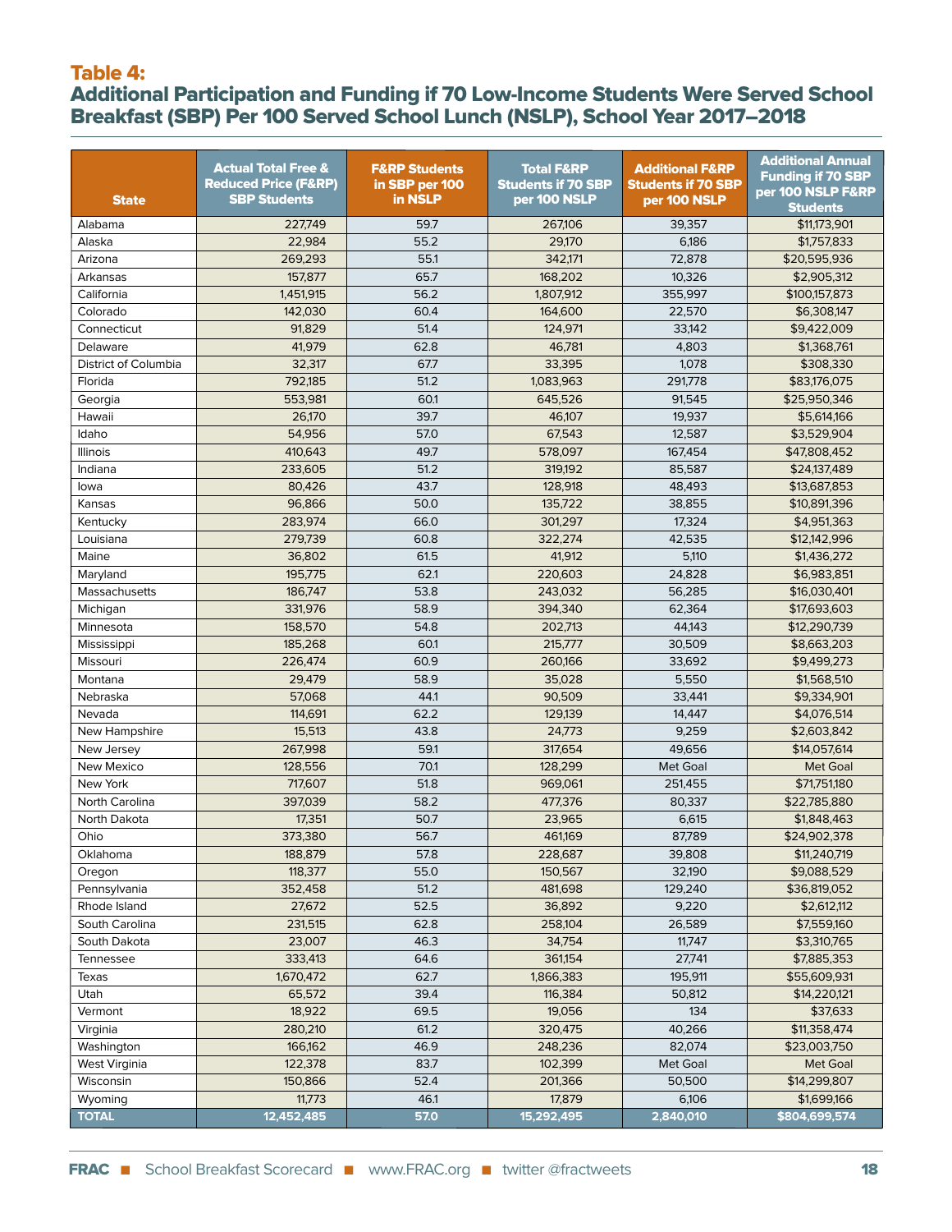## Table 4:

## Additional Participation and Funding if 70 Low-Income Students Were Served School Breakfast (SBP) Per 100 Served School Lunch (NSLP), School Year 2017–2018

| State | Actual Total Free & Reduced Price (F&RP) SBP Students | F&RP Students in SBP per 100 in NSLP | Total F&RP Students if 70 SBP per 100 NSLP | Additional F&RP Students if 70 SBP per 100 NSLP | Additional Annual Funding if 70 SBP per 100 NSLP F&RP Students |
|---|---|---|---|---|---|
| Alabama | 227,749 | 59.7 | 267,106 | 39,357 | $11,173,901 |
| Alaska | 22,984 | 55.2 | 29,170 | 6,186 | $1,757,833 |
| Arizona | 269,293 | 55.1 | 342,171 | 72,878 | $20,595,936 |
| Arkansas | 157,877 | 65.7 | 168,202 | 10,326 | $2,905,312 |
| California | 1,451,915 | 56.2 | 1,807,912 | 355,997 | $100,157,873 |
| Colorado | 142,030 | 60.4 | 164,600 | 22,570 | $6,308,147 |
| Connecticut | 91,829 | 51.4 | 124,971 | 33,142 | $9,422,009 |
| Delaware | 41,979 | 62.8 | 46,781 | 4,803 | $1,368,761 |
| District of Columbia | 32,317 | 67.7 | 33,395 | 1,078 | $308,330 |
| Florida | 792,185 | 51.2 | 1,083,963 | 291,778 | $83,176,075 |
| Georgia | 553,981 | 60.1 | 645,526 | 91,545 | $25,950,346 |
| Hawaii | 26,170 | 39.7 | 46,107 | 19,937 | $5,614,166 |
| Idaho | 54,956 | 57.0 | 67,543 | 12,587 | $3,529,904 |
| Illinois | 410,643 | 49.7 | 578,097 | 167,454 | $47,808,452 |
| Indiana | 233,605 | 51.2 | 319,192 | 85,587 | $24,137,489 |
| Iowa | 80,426 | 43.7 | 128,918 | 48,493 | $13,687,853 |
| Kansas | 96,866 | 50.0 | 135,722 | 38,855 | $10,891,396 |
| Kentucky | 283,974 | 66.0 | 301,297 | 17,324 | $4,951,363 |
| Louisiana | 279,739 | 60.8 | 322,274 | 42,535 | $12,142,996 |
| Maine | 36,802 | 61.5 | 41,912 | 5,110 | $1,436,272 |
| Maryland | 195,775 | 62.1 | 220,603 | 24,828 | $6,983,851 |
| Massachusetts | 186,747 | 53.8 | 243,032 | 56,285 | $16,030,401 |
| Michigan | 331,976 | 58.9 | 394,340 | 62,364 | $17,693,603 |
| Minnesota | 158,570 | 54.8 | 202,713 | 44,143 | $12,290,739 |
| Mississippi | 185,268 | 60.1 | 215,777 | 30,509 | $8,663,203 |
| Missouri | 226,474 | 60.9 | 260,166 | 33,692 | $9,499,273 |
| Montana | 29,479 | 58.9 | 35,028 | 5,550 | $1,568,510 |
| Nebraska | 57,068 | 44.1 | 90,509 | 33,441 | $9,334,901 |
| Nevada | 114,691 | 62.2 | 129,139 | 14,447 | $4,076,514 |
| New Hampshire | 15,513 | 43.8 | 24,773 | 9,259 | $2,603,842 |
| New Jersey | 267,998 | 59.1 | 317,654 | 49,656 | $14,057,614 |
| New Mexico | 128,556 | 70.1 | 128,299 | Met Goal | Met Goal |
| New York | 717,607 | 51.8 | 969,061 | 251,455 | $71,751,180 |
| North Carolina | 397,039 | 58.2 | 477,376 | 80,337 | $22,785,880 |
| North Dakota | 17,351 | 50.7 | 23,965 | 6,615 | $1,848,463 |
| Ohio | 373,380 | 56.7 | 461,169 | 87,789 | $24,902,378 |
| Oklahoma | 188,879 | 57.8 | 228,687 | 39,808 | $11,240,719 |
| Oregon | 118,377 | 55.0 | 150,567 | 32,190 | $9,088,529 |
| Pennsylvania | 352,458 | 51.2 | 481,698 | 129,240 | $36,819,052 |
| Rhode Island | 27,672 | 52.5 | 36,892 | 9,220 | $2,612,112 |
| South Carolina | 231,515 | 62.8 | 258,104 | 26,589 | $7,559,160 |
| South Dakota | 23,007 | 46.3 | 34,754 | 11,747 | $3,310,765 |
| Tennessee | 333,413 | 64.6 | 361,154 | 27,741 | $7,885,353 |
| Texas | 1,670,472 | 62.7 | 1,866,383 | 195,911 | $55,609,931 |
| Utah | 65,572 | 39.4 | 116,384 | 50,812 | $14,220,121 |
| Vermont | 18,922 | 69.5 | 19,056 | 134 | $37,633 |
| Virginia | 280,210 | 61.2 | 320,475 | 40,266 | $11,358,474 |
| Washington | 166,162 | 46.9 | 248,236 | 82,074 | $23,003,750 |
| West Virginia | 122,378 | 83.7 | 102,399 | Met Goal | Met Goal |
| Wisconsin | 150,866 | 52.4 | 201,366 | 50,500 | $14,299,807 |
| Wyoming | 11,773 | 46.1 | 17,879 | 6,106 | $1,699,166 |
| **TOTAL** | **12,452,485** | **57.0** | **15,292,495** | **2,840,010** | **$804,699,574** |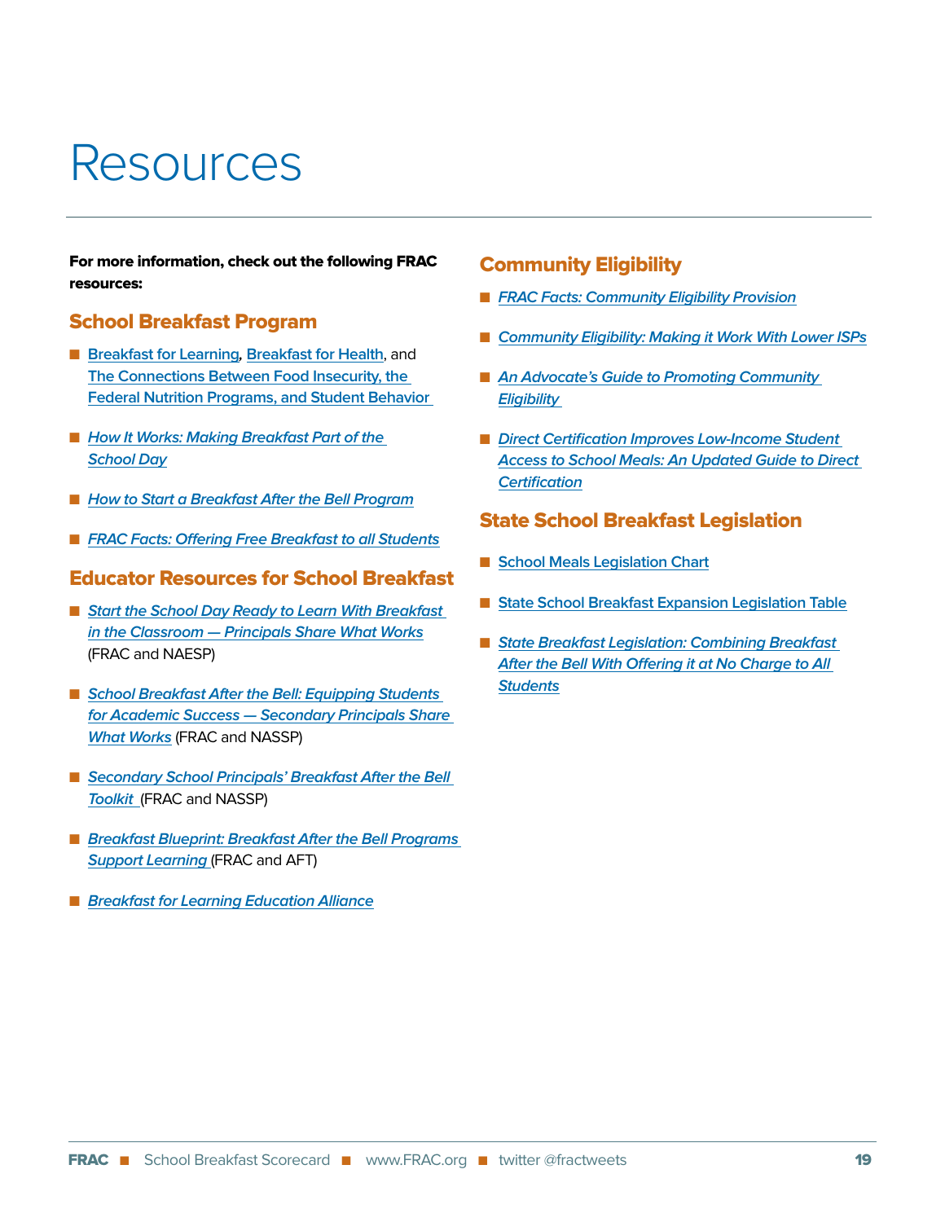# Resources

**For more information, check out the following FRAC resources:**

## School Breakfast Program

- Breakfast for Learning, Breakfast for Health, and The Connections Between Food Insecurity, the Federal Nutrition Programs, and Student Behavior
- *How It Works: Making Breakfast Part of the School Day*
- *How to Start a Breakfast After the Bell Program*
- *FRAC Facts: Offering Free Breakfast to all Students*

## Educator Resources for School Breakfast

- *Start the School Day Ready to Learn With Breakfast in the Classroom — Principals Share What Works* (FRAC and NAESP)
- *School Breakfast After the Bell: Equipping Students for Academic Success — Secondary Principals Share What Works* (FRAC and NASSP)
- *Secondary School Principals' Breakfast After the Bell Toolkit* (FRAC and NASSP)
- *Breakfast Blueprint: Breakfast After the Bell Programs Support Learning* (FRAC and AFT)
- *Breakfast for Learning Education Alliance*

## Community Eligibility

- *FRAC Facts: Community Eligibility Provision*
- *Community Eligibility: Making it Work With Lower ISPs*
- *An Advocate's Guide to Promoting Community Eligibility*
- *Direct Certification Improves Low-Income Student Access to School Meals: An Updated Guide to Direct Certification*

## State School Breakfast Legislation

- School Meals Legislation Chart
- State School Breakfast Expansion Legislation Table
- *State Breakfast Legislation: Combining Breakfast After the Bell With Offering it at No Charge to All Students*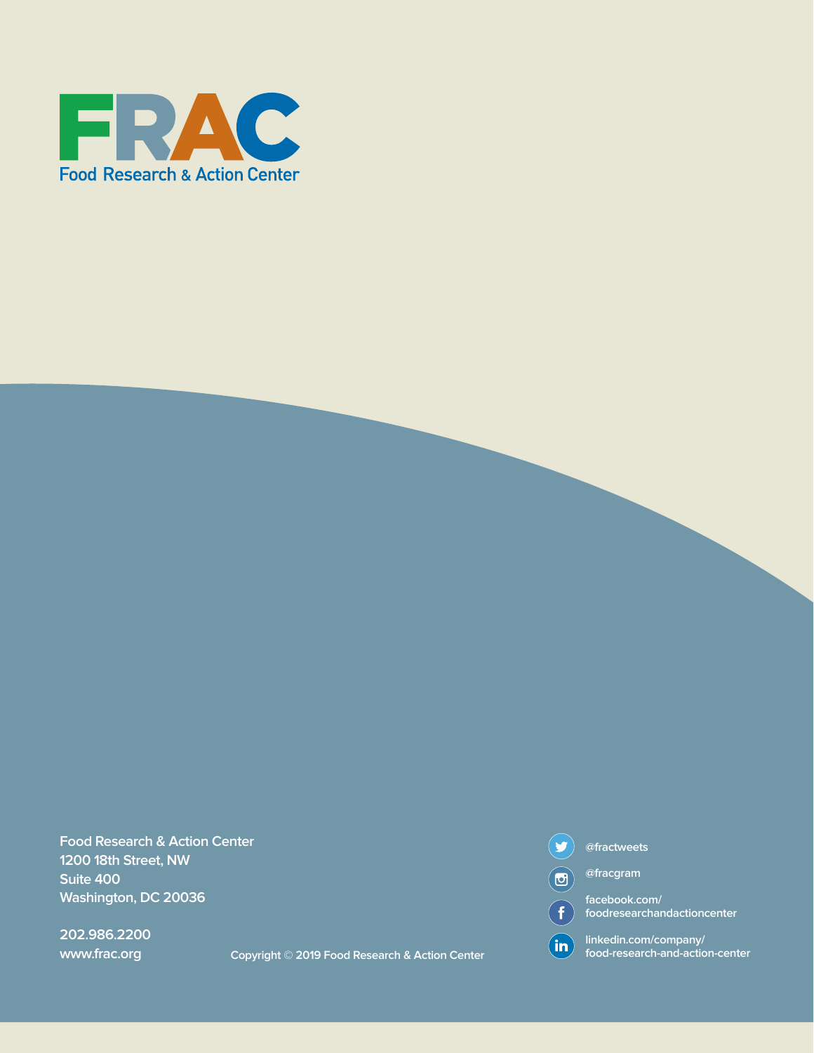FRAC

Food Research & Action Center

Food Research & Action Center
1200 18th Street, NW
Suite 400
Washington, DC 20036

202.986.2200
www.frac.org

Copyright © 2019 Food Research & Action Center

@fractweets

@fracgram

facebook.com/
foodresearchandactioncenter

linkedin.com/company/
food-research-and-action-center